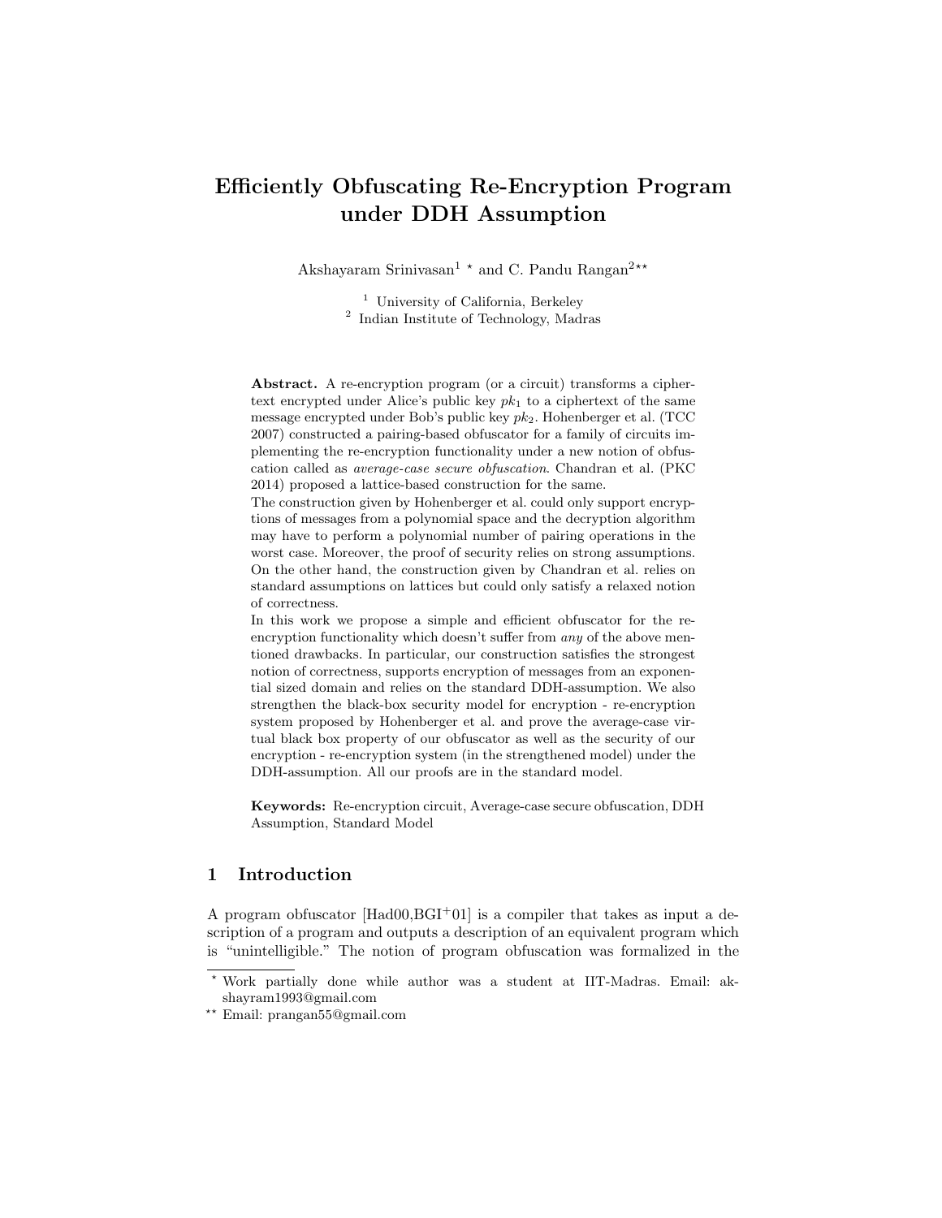# Efficiently Obfuscating Re-Encryption Program under DDH Assumption

Akshayaram Srinivasan[1 ⋆] and C. Pandu Rangan[2 ⋆⋆]

[1] University of California, Berkeley
[2] Indian Institute of Technology, Madras

**Abstract.** A re-encryption program (or a circuit) transforms a ciphertext encrypted under Alice's public key $pk_1$ to a ciphertext of the same message encrypted under Bob's public key $pk_2$. Hohenberger et al. (TCC 2007) constructed a pairing-based obfuscator for a family of circuits implementing the re-encryption functionality under a new notion of obfuscation called as *average-case secure obfuscation*. Chandran et al. (PKC 2014) proposed a lattice-based construction for the same.
The construction given by Hohenberger et al. could only support encryptions of messages from a polynomial space and the decryption algorithm may have to perform a polynomial number of pairing operations in the worst case. Moreover, the proof of security relies on strong assumptions. On the other hand, the construction given by Chandran et al. relies on standard assumptions on lattices but could only satisfy a relaxed notion of correctness.
In this work we propose a simple and efficient obfuscator for the re-encryption functionality which doesn't suffer from *any* of the above mentioned drawbacks. In particular, our construction satisfies the strongest notion of correctness, supports encryption of messages from an exponential sized domain and relies on the standard DDH-assumption. We also strengthen the black-box security model for encryption - re-encryption system proposed by Hohenberger et al. and prove the average-case virtual black box property of our obfuscator as well as the security of our encryption - re-encryption system (in the strengthened model) under the DDH-assumption. All our proofs are in the standard model.

**Keywords:** Re-encryption circuit, Average-case secure obfuscation, DDH Assumption, Standard Model

## 1 Introduction

A program obfuscator [Had00,BGI+01] is a compiler that takes as input a description of a program and outputs a description of an equivalent program which is "unintelligible." The notion of program obfuscation was formalized in the

⋆ Work partially done while author was a student at IIT-Madras. Email: akshayram1993@gmail.com

⋆⋆ Email: prangan55@gmail.com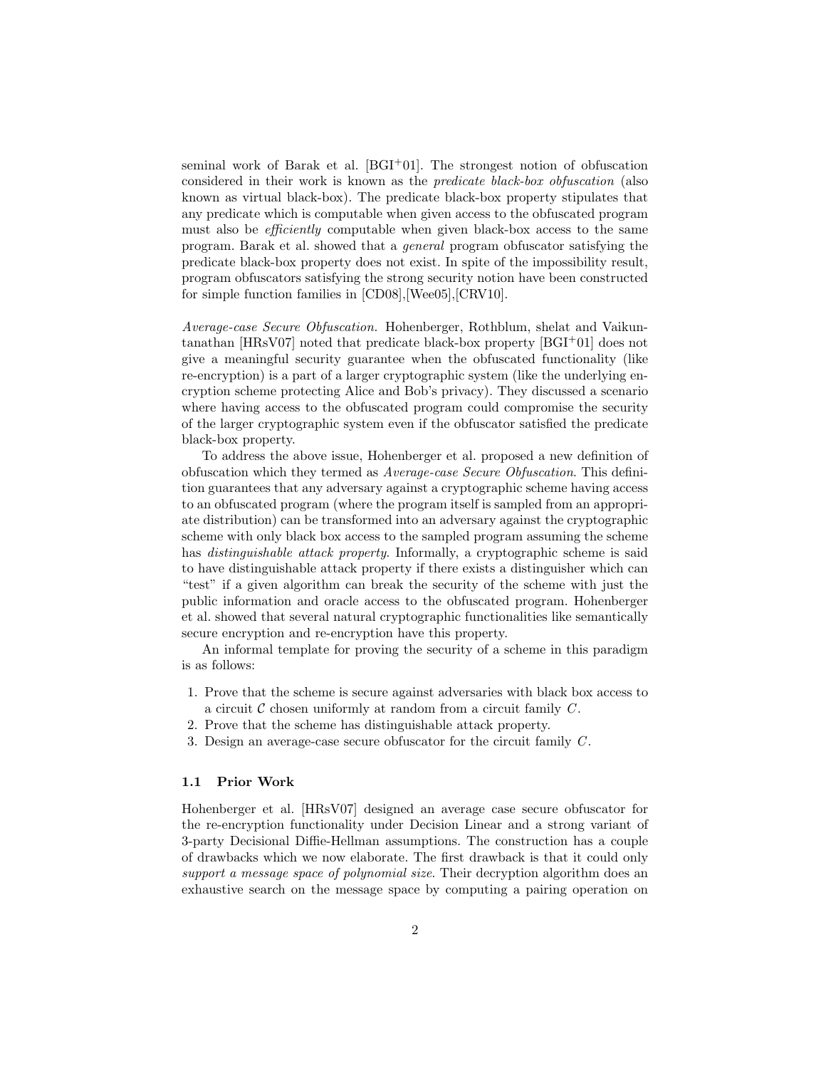seminal work of Barak et al. [BGI+01]. The strongest notion of obfuscation considered in their work is known as the *predicate black-box obfuscation* (also known as virtual black-box). The predicate black-box property stipulates that any predicate which is computable when given access to the obfuscated program must also be *efficiently* computable when given black-box access to the same program. Barak et al. showed that a *general* program obfuscator satisfying the predicate black-box property does not exist. In spite of the impossibility result, program obfuscators satisfying the strong security notion have been constructed for simple function families in [CD08],[Wee05],[CRV10].

*Average-case Secure Obfuscation.* Hohenberger, Rothblum, shelat and Vaikuntanathan [HRsV07] noted that predicate black-box property [BGI+01] does not give a meaningful security guarantee when the obfuscated functionality (like re-encryption) is a part of a larger cryptographic system (like the underlying encryption scheme protecting Alice and Bob's privacy). They discussed a scenario where having access to the obfuscated program could compromise the security of the larger cryptographic system even if the obfuscator satisfied the predicate black-box property.

To address the above issue, Hohenberger et al. proposed a new definition of obfuscation which they termed as *Average-case Secure Obfuscation*. This definition guarantees that any adversary against a cryptographic scheme having access to an obfuscated program (where the program itself is sampled from an appropriate distribution) can be transformed into an adversary against the cryptographic scheme with only black box access to the sampled program assuming the scheme has *distinguishable attack property*. Informally, a cryptographic scheme is said to have distinguishable attack property if there exists a distinguisher which can "test" if a given algorithm can break the security of the scheme with just the public information and oracle access to the obfuscated program. Hohenberger et al. showed that several natural cryptographic functionalities like semantically secure encryption and re-encryption have this property.

An informal template for proving the security of a scheme in this paradigm is as follows:

1. Prove that the scheme is secure against adversaries with black box access to a circuit $\mathcal{C}$ chosen uniformly at random from a circuit family $C$.
2. Prove that the scheme has distinguishable attack property.
3. Design an average-case secure obfuscator for the circuit family $C$.

### 1.1 Prior Work

Hohenberger et al. [HRsV07] designed an average case secure obfuscator for the re-encryption functionality under Decision Linear and a strong variant of 3-party Decisional Diffie-Hellman assumptions. The construction has a couple of drawbacks which we now elaborate. The first drawback is that it could only *support a message space of polynomial size*. Their decryption algorithm does an exhaustive search on the message space by computing a pairing operation on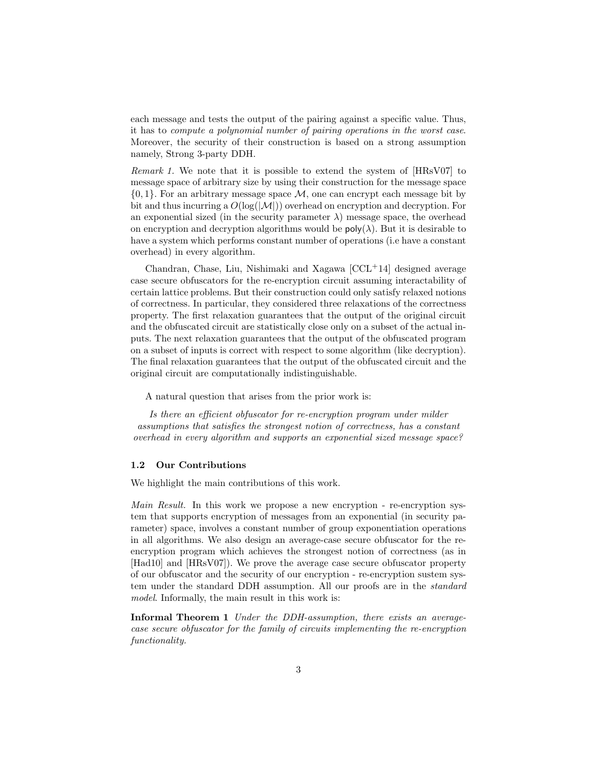each message and tests the output of the pairing against a specific value. Thus, it has to *compute a polynomial number of pairing operations in the worst case*. Moreover, the security of their construction is based on a strong assumption namely, Strong 3-party DDH.

*Remark 1.* We note that it is possible to extend the system of [HRsV07] to message space of arbitrary size by using their construction for the message space $\{0, 1\}$. For an arbitrary message space $\mathcal{M}$, one can encrypt each message bit by bit and thus incurring a $O(\log(|\mathcal{M}|))$ overhead on encryption and decryption. For an exponential sized (in the security parameter $\lambda$) message space, the overhead on encryption and decryption algorithms would be $\mathsf{poly}(\lambda)$. But it is desirable to have a system which performs constant number of operations (i.e have a constant overhead) in every algorithm.

Chandran, Chase, Liu, Nishimaki and Xagawa [CCL+14] designed average case secure obfuscators for the re-encryption circuit assuming interactability of certain lattice problems. But their construction could only satisfy relaxed notions of correctness. In particular, they considered three relaxations of the correctness property. The first relaxation guarantees that the output of the original circuit and the obfuscated circuit are statistically close only on a subset of the actual inputs. The next relaxation guarantees that the output of the obfuscated program on a subset of inputs is correct with respect to some algorithm (like decryption). The final relaxation guarantees that the output of the obfuscated circuit and the original circuit are computationally indistinguishable.

A natural question that arises from the prior work is:

*Is there an efficient obfuscator for re-encryption program under milder assumptions that satisfies the strongest notion of correctness, has a constant overhead in every algorithm and supports an exponential sized message space?*

### 1.2 Our Contributions

We highlight the main contributions of this work.

*Main Result.* In this work we propose a new encryption - re-encryption system that supports encryption of messages from an exponential (in security parameter) space, involves a constant number of group exponentiation operations in all algorithms. We also design an average-case secure obfuscator for the re-encryption program which achieves the strongest notion of correctness (as in [Had10] and [HRsV07]). We prove the average case secure obfuscator property of our obfuscator and the security of our encryption - re-encryption sustem system under the standard DDH assumption. All our proofs are in the *standard model*. Informally, the main result in this work is:

**Informal Theorem 1** *Under the DDH-assumption, there exists an average-case secure obfuscator for the family of circuits implementing the re-encryption functionality.*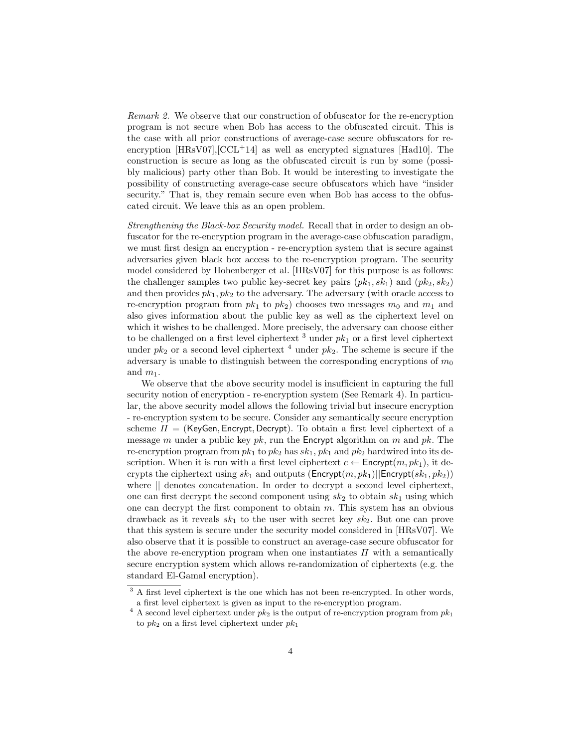*Remark 2.* We observe that our construction of obfuscator for the re-encryption program is not secure when Bob has access to the obfuscated circuit. This is the case with all prior constructions of average-case secure obfuscators for re-encryption [HRsV07],[CCL$^+$14] as well as encrypted signatures [Had10]. The construction is secure as long as the obfuscated circuit is run by some (possibly malicious) party other than Bob. It would be interesting to investigate the possibility of constructing average-case secure obfuscators which have "insider security." That is, they remain secure even when Bob has access to the obfuscated circuit. We leave this as an open problem.

*Strengthening the Black-box Security model.* Recall that in order to design an obfuscator for the re-encryption program in the average-case obfuscation paradigm, we must first design an encryption - re-encryption system that is secure against adversaries given black box access to the re-encryption program. The security model considered by Hohenberger et al. [HRsV07] for this purpose is as follows: the challenger samples two public key-secret key pairs $(pk_1, sk_1)$ and $(pk_2, sk_2)$ and then provides $pk_1, pk_2$ to the adversary. The adversary (with oracle access to re-encryption program from $pk_1$ to $pk_2$) chooses two messages $m_0$ and $m_1$ and also gives information about the public key as well as the ciphertext level on which it wishes to be challenged. More precisely, the adversary can choose either to be challenged on a first level ciphertext [3] under $pk_1$ or a first level ciphertext under $pk_2$ or a second level ciphertext [4] under $pk_2$. The scheme is secure if the adversary is unable to distinguish between the corresponding encryptions of $m_0$ and $m_1$.

We observe that the above security model is insufficient in capturing the full security notion of encryption - re-encryption system (See Remark 4). In particular, the above security model allows the following trivial but insecure encryption - re-encryption system to be secure. Consider any semantically secure encryption scheme $\Pi = (\mathsf{KeyGen}, \mathsf{Encrypt}, \mathsf{Decrypt})$. To obtain a first level ciphertext of a message $m$ under a public key $pk$, run the $\mathsf{Encrypt}$ algorithm on $m$ and $pk$. The re-encryption program from $pk_1$ to $pk_2$ has $sk_1$, $pk_1$ and $pk_2$ hardwired into its description. When it is run with a first level ciphertext $c \leftarrow \mathsf{Encrypt}(m, pk_1)$, it decrypts the ciphertext using $sk_1$ and outputs $(\mathsf{Encrypt}(m, pk_1)||\mathsf{Encrypt}(sk_1, pk_2))$ where $||$ denotes concatenation. In order to decrypt a second level ciphertext, one can first decrypt the second component using $sk_2$ to obtain $sk_1$ using which one can decrypt the first component to obtain $m$. This system has an obvious drawback as it reveals $sk_1$ to the user with secret key $sk_2$. But one can prove that this system is secure under the security model considered in [HRsV07]. We also observe that it is possible to construct an average-case secure obfuscator for the above re-encryption program when one instantiates $\Pi$ with a semantically secure encryption system which allows re-randomization of ciphertexts (e.g. the standard El-Gamal encryption).

[3] A first level ciphertext is the one which has not been re-encrypted. In other words, a first level ciphertext is given as input to the re-encryption program.

[4] A second level ciphertext under $pk_2$ is the output of re-encryption program from $pk_1$ to $pk_2$ on a first level ciphertext under $pk_1$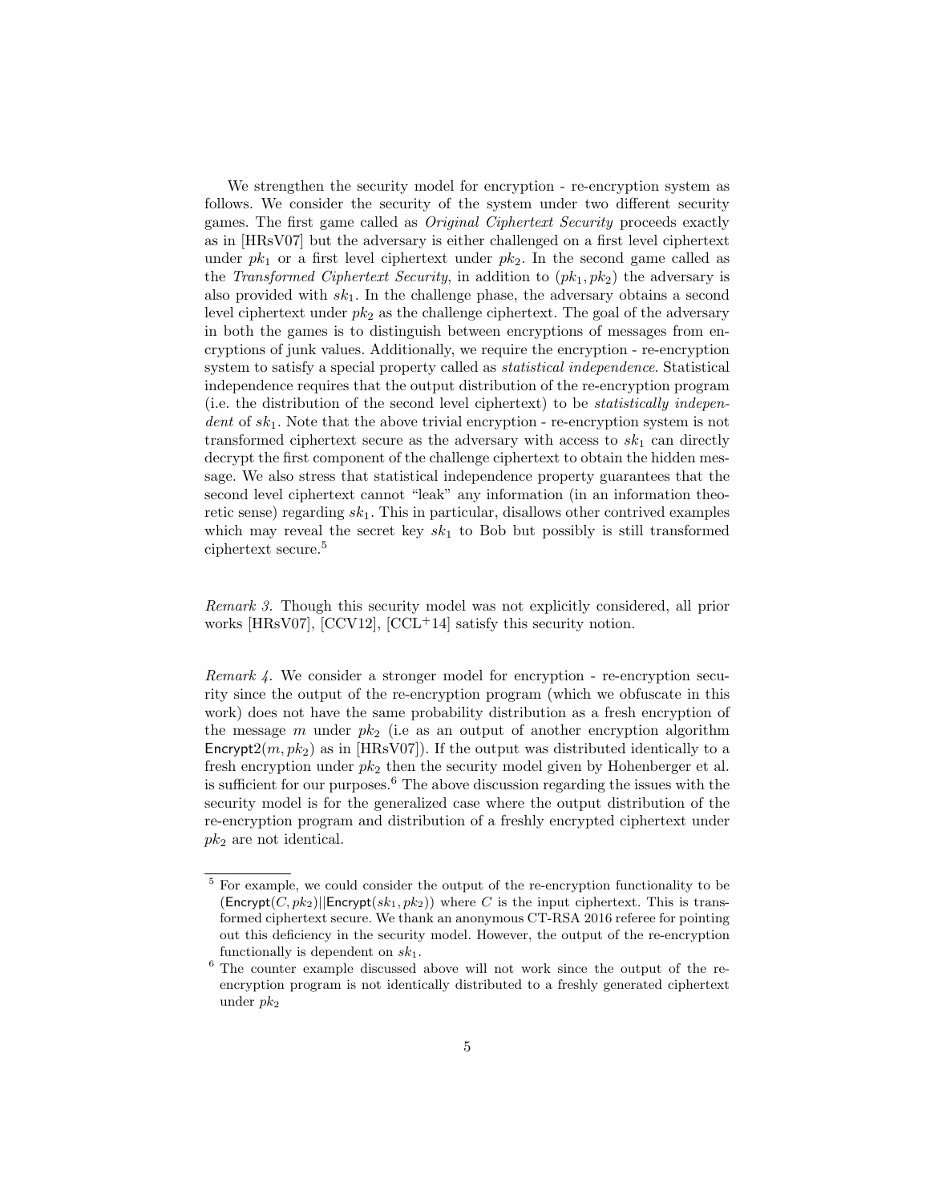We strengthen the security model for encryption - re-encryption system as follows. We consider the security of the system under two different security games. The first game called as *Original Ciphertext Security* proceeds exactly as in [HRsV07] but the adversary is either challenged on a first level ciphertext under $pk_1$ or a first level ciphertext under $pk_2$. In the second game called as the *Transformed Ciphertext Security*, in addition to $(pk_1, pk_2)$ the adversary is also provided with $sk_1$. In the challenge phase, the adversary obtains a second level ciphertext under $pk_2$ as the challenge ciphertext. The goal of the adversary in both the games is to distinguish between encryptions of messages from encryptions of junk values. Additionally, we require the encryption - re-encryption system to satisfy a special property called as *statistical independence*. Statistical independence requires that the output distribution of the re-encryption program (i.e. the distribution of the second level ciphertext) to be *statistically independent* of $sk_1$. Note that the above trivial encryption - re-encryption system is not transformed ciphertext secure as the adversary with access to $sk_1$ can directly decrypt the first component of the challenge independence ciphertext to obtain the hidden message. We also stress that statistical independence property guarantees that the second level ciphertext cannot "leak" any information (in an information theoretic sense) regarding $sk_1$. This in particular, disallows other contrived examples which may reveal the secret key $sk_1$ to Bob but possibly is still transformed ciphertext secure.[5]

*Remark 3.* Though this security model was not explicitly considered, all prior works [HRsV07], [CCV12], [CCL+14] satisfy this security notion.

*Remark 4.* We consider a stronger model for encryption - re-encryption security since the output of the re-encryption program (which we obfuscate in this work) does not have the same probability distribution as a fresh encryption of the message $m$ under $pk_2$ (i.e as an output of another encryption algorithm $\mathsf{Encrypt2}(m, pk_2)$ as in [HRsV07]). If the output was distributed identically to a fresh encryption under $pk_2$ then the security model given by Hohenberger et al. is sufficient for our purposes.[6] The above discussion regarding the issues with the security model is for the generalized case where the output distribution of the re-encryption program and distribution of a freshly encrypted ciphertext under $pk_2$ are not identical.

---

[5] For example, we could consider the output of the re-encryption functionality to be $(\mathsf{Encrypt}(C, pk_2) || \mathsf{Encrypt}(sk_1, pk_2))$ where $C$ is the input ciphertext. This is transformed ciphertext secure. We thank an anonymous CT-RSA 2016 referee for pointing out this deficiency in the security model. However, the output of the re-encryption functionally is dependent on $sk_1$.

[6] The counter example discussed above will not work since the output of the re-encryption program is not identically distributed to a freshly generated ciphertext under $pk_2$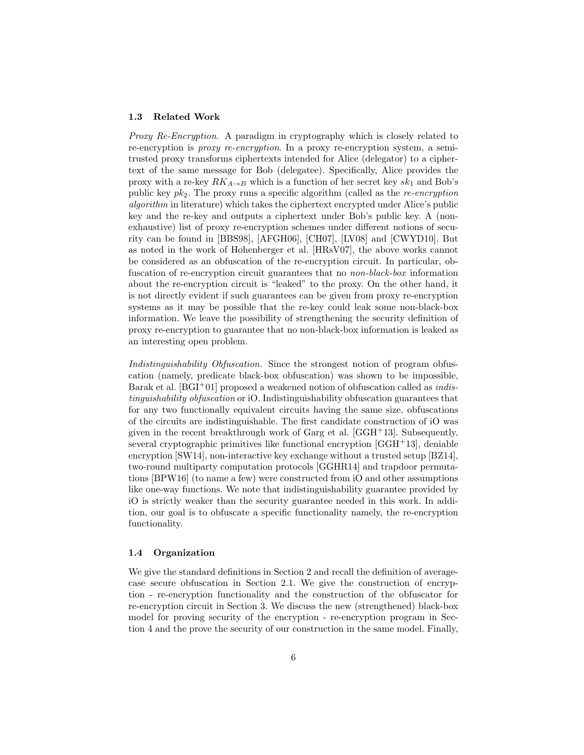### 1.3 Related Work

*Proxy Re-Encryption.* A paradigm in cryptography which is closely related to re-encryption is *proxy re-encryption*. In a proxy re-encryption system, a semi-trusted proxy transforms ciphertexts intended for Alice (delegator) to a ciphertext of the same message for Bob (delegatee). Specifically, Alice provides the proxy with a re-key $RK_{A \to B}$ which is a function of her secret key $sk_1$ and Bob's public key $pk_2$. The proxy runs a specific algorithm (called as the *re-encryption algorithm* in literature) which takes the ciphertext encrypted under Alice's public key and the re-key and outputs a ciphertext under Bob's public key. A (non-exhaustive) list of proxy re-encryption schemes under different notions of security can be found in [BBS98], [AFGH06], [CH07], [LV08] and [CWYD10]. But as noted in the work of Hohenberger et al. [HRsV07], the above works cannot be considered as an obfuscation of the re-encryption circuit. In particular, obfuscation of re-encryption circuit guarantees that no *non-black-box* information about the re-encryption circuit is "leaked" to the proxy. On the other hand, it is not directly evident if such guarantees can be given from proxy re-encryption systems as it may be possible that the re-key could leak some non-black-box information. We leave the possibility of strengthening the security definition of proxy re-encryption to guarantee that no non-black-box information is leaked as an interesting open problem.

*Indistinguishability Obfuscation.* Since the strongest notion of program obfuscation (namely, predicate black-box obfuscation) was shown to be impossible, Barak et al. [BGI+01] proposed a weakened notion of obfuscation called as *indistinguishability obfuscation* or iO. Indistinguishability obfuscation guarantees that for any two functionally equivalent circuits having the same size, obfuscations of the circuits are indistinguishable. The first candidate construction of iO was given in the recent breakthrough work of Garg et al. [GGH+13]. Subsequently, several cryptographic primitives like functional encryption [GGH+13], deniable encryption [SW14], non-interactive key exchange without a trusted setup [BZ14], two-round multiparty computation protocols [GGHR14] and trapdoor permutations [BPW16] (to name a few) were constructed from iO and other assumptions like one-way functions. We note that indistinguishability guarantee provided by iO is strictly weaker than the security guarantee needed in this work. In addition, our goal is to obfuscate a specific functionality namely, the re-encryption functionality.

### 1.4 Organization

We give the standard definitions in Section 2 and recall the definition of average-case secure obfuscation in Section 2.1. We give the construction of encryption - re-encryption functionality and the construction of the obfuscator for re-encryption circuit in Section 3. We discuss the new (strengthened) black-box model for proving security of the encryption - re-encryption program in Section 4 and the prove the security of our construction in the same model. Finally,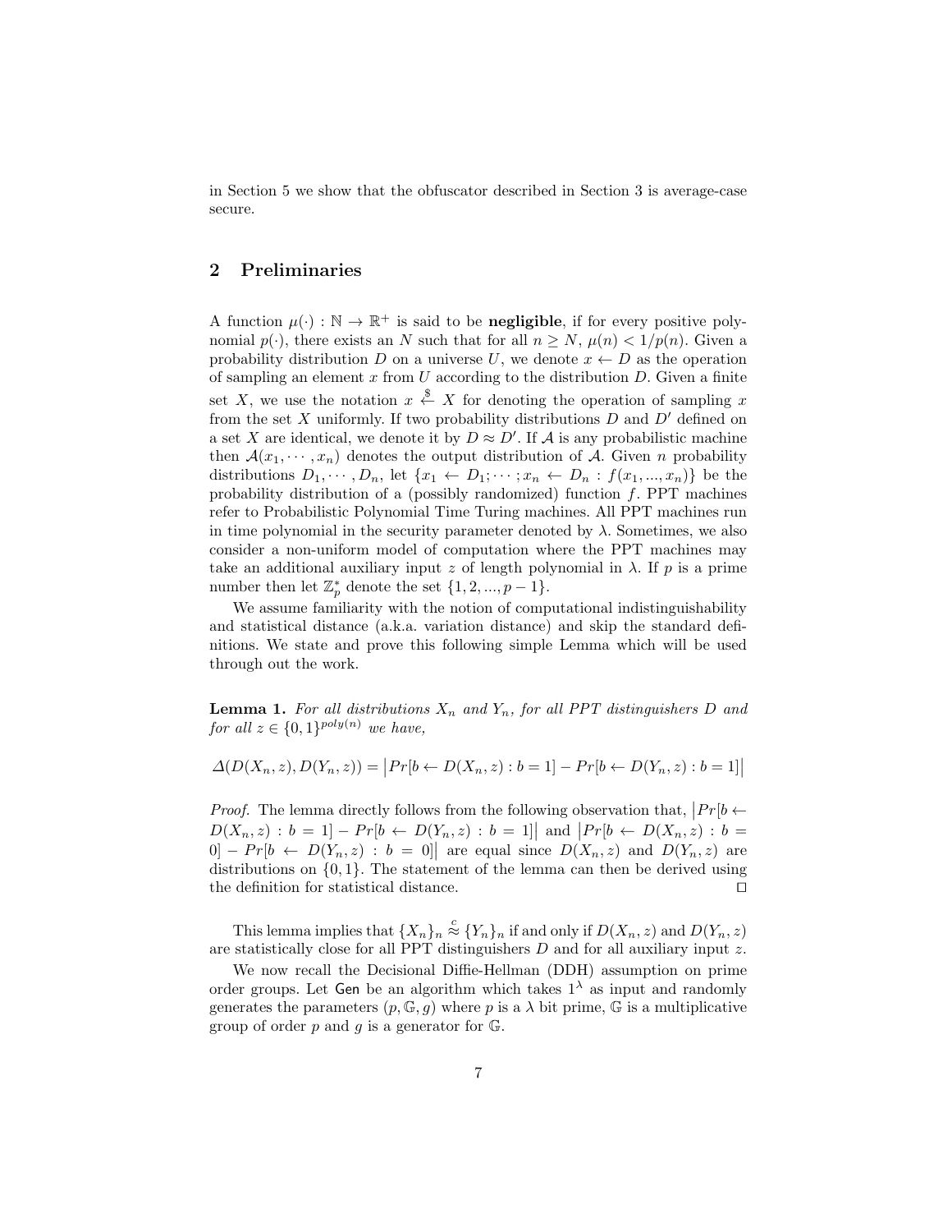in Section 5 we show that the obfuscator described in Section 3 is average-case secure.

## 2 Preliminaries

A function $\mu(\cdot) : \mathbb{N} \rightarrow \mathbb{R}^+$ is said to be **negligible**, if for every positive polynomial $p(\cdot)$, there exists an $N$ such that for all $n \geq N$, $\mu(n) < 1/p(n)$. Given a probability distribution $D$ on a universe $U$, we denote $x \leftarrow D$ as the operation of sampling an element $x$ from $U$ according to the distribution $D$. Given a finite set $X$, we use the notation $x \xleftarrow{\$} X$ for denoting the operation of sampling $x$ from the set $X$ uniformly. If two probability distributions $D$ and $D'$ defined on a set $X$ are identical, we denote it by $D \approx D'$. If $\mathcal{A}$ is any probabilistic machine then $\mathcal{A}(x_1, \cdots, x_n)$ denotes the output distribution of $\mathcal{A}$. Given $n$ probability distributions $D_1, \cdots, D_n$, let $\{x_1 \leftarrow D_1; \cdots; x_n \leftarrow D_n : f(x_1, ..., x_n)\}$ be the probability distribution of a (possibly randomized) function $f$. PPT machines refer to Probabilistic Polynomial Time Turing machines. All PPT machines run in time polynomial in the security parameter denoted by $\lambda$. Sometimes, we also consider a non-uniform model of computation where the PPT machines may take an additional auxiliary input $z$ of length polynomial in $\lambda$. If $p$ is a prime number then let $\mathbb{Z}_p^*$ denote the set $\{1, 2, ..., p-1\}$.

We assume familiarity with the notion of computational indistinguishability and statistical distance (a.k.a. variation distance) and skip the standard definitions. We state and prove this following simple Lemma which will be used through out the work.

**Lemma 1.** *For all distributions $X_n$ and $Y_n$, for all PPT distinguishers $D$ and for all $z \in \{0,1\}^{poly(n)}$ we have,*

$$\Delta(D(X_n, z), D(Y_n, z)) = \left| Pr[b \leftarrow D(X_n, z) : b = 1] - Pr[b \leftarrow D(Y_n, z) : b = 1] \right|$$

*Proof.* The lemma directly follows from the following observation that, $\left|Pr[b \leftarrow D(X_n, z) : b = 1] - Pr[b \leftarrow D(Y_n, z) : b = 1]\right|$ and $\left|Pr[b \leftarrow D(X_n, z) : b = 0] - Pr[b \leftarrow D(Y_n, z) : b = 0]\right|$ are equal since $D(X_n, z)$ and $D(Y_n, z)$ are distributions on $\{0, 1\}$. The statement of the lemma can then be derived using the definition for statistical distance. ◻

This lemma implies that $\{X_n\}_n \stackrel{c}{\approx} \{Y_n\}_n$ if and only if $D(X_n, z)$ and $D(Y_n, z)$ are statistically close for all PPT distinguishers $D$ and for all auxiliary input $z$.

We now recall the Decisional Diffie-Hellman (DDH) assumption on prime order groups. Let $\mathsf{Gen}$ be an algorithm which takes $1^\lambda$ as input and randomly generates the parameters $(p, \mathbb{G}, g)$ where $p$ is a $\lambda$ bit prime, $\mathbb{G}$ is a multiplicative group of order $p$ and $g$ is a generator for $\mathbb{G}$.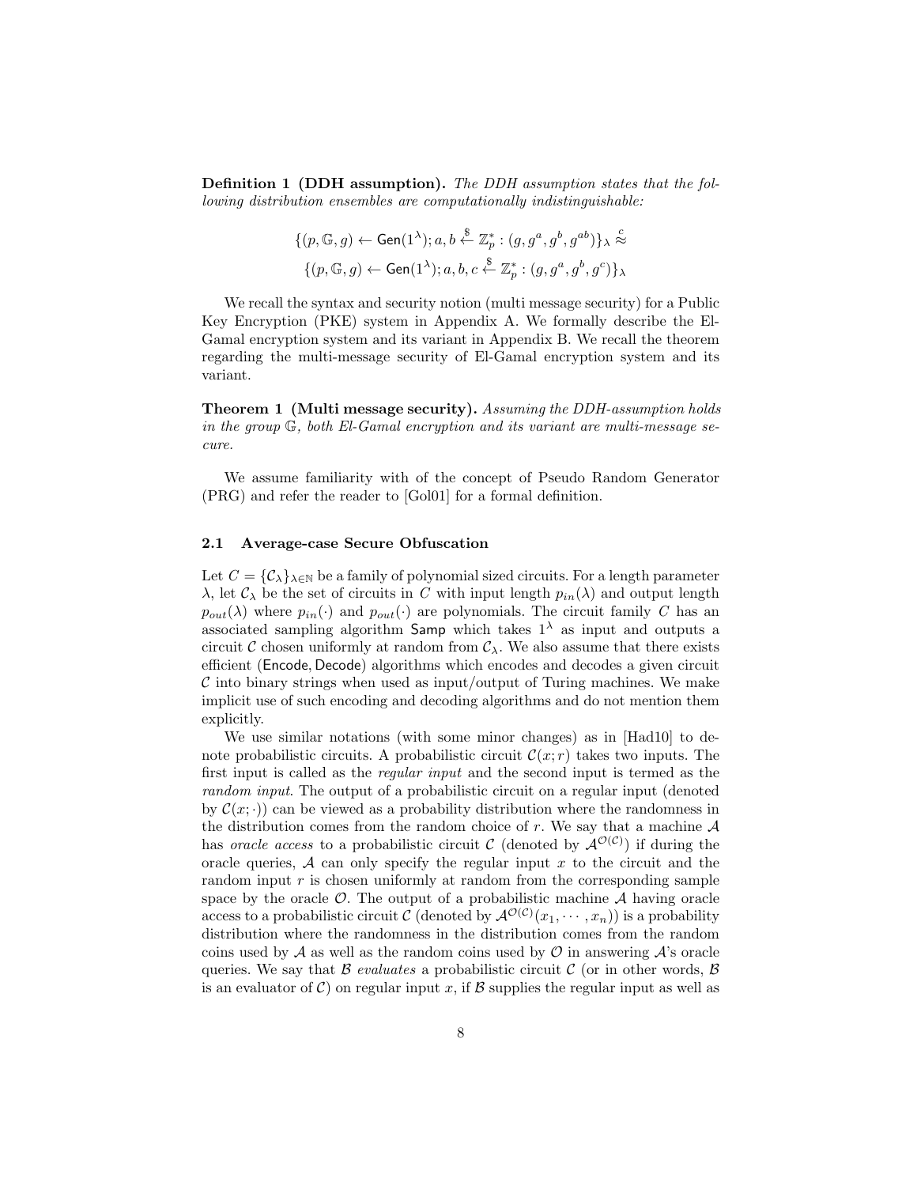**Definition 1 (DDH assumption).** *The DDH assumption states that the following distribution ensembles are computationally indistinguishable:*

$$\{(p, \mathbb{G}, g) \leftarrow \mathsf{Gen}(1^\lambda); a, b \xleftarrow{\$} \mathbb{Z}_p^* : (g, g^a, g^b, g^{ab})\}_\lambda \stackrel{c}{\approx}$$
$$\{(p, \mathbb{G}, g) \leftarrow \mathsf{Gen}(1^\lambda); a, b, c \xleftarrow{\$} \mathbb{Z}_p^* : (g, g^a, g^b, g^c)\}_\lambda$$

We recall the syntax and security notion (multi message security) for a Public Key Encryption (PKE) system in Appendix A. We formally describe the El-Gamal encryption system and its variant in Appendix B. We recall the theorem regarding the multi-message security of El-Gamal encryption system and its variant.

**Theorem 1 (Multi message security).** *Assuming the DDH-assumption holds in the group $\mathbb{G}$, both El-Gamal encryption and its variant are multi-message secure.*

We assume familiarity with of the concept of Pseudo Random Generator (PRG) and refer the reader to [Gol01] for a formal definition.

### 2.1 Average-case Secure Obfuscation

Let $C = \{\mathcal{C}_\lambda\}_{\lambda \in \mathbb{N}}$ be a family of polynomial sized circuits. For a length parameter $\lambda$, let $\mathcal{C}_\lambda$ be the set of circuits in $C$ with input length $p_{in}(\lambda)$ and output length $p_{out}(\lambda)$ where $p_{in}(\cdot)$ and $p_{out}(\cdot)$ are polynomials. The circuit family $C$ has an associated sampling algorithm $\mathsf{Samp}$ which takes $1^\lambda$ as input and outputs a circuit $\mathcal{C}$ chosen uniformly at random from $\mathcal{C}_\lambda$. We also assume that there exists efficient ($\mathsf{Encode}, \mathsf{Decode}$) algorithms which encodes and decodes a given circuit $\mathcal{C}$ into binary strings when used as input/output of Turing machines. We make implicit use of such encoding and decoding algorithms and do not mention them explicitly.

We use similar notations (with some minor changes) as in [Had10] to denote probabilistic circuits. A probabilistic circuit $\mathcal{C}(x; r)$ takes two inputs. The first input is called as the *regular input* and the second input is termed as the *random input*. The output of a probabilistic circuit on a regular input (denoted by $\mathcal{C}(x; \cdot)$) can be viewed as a probability distribution where the randomness in the distribution comes from the random choice of $r$. We say that a machine $\mathcal{A}$ has *oracle access* to a probabilistic circuit $\mathcal{C}$ (denoted by $\mathcal{A}^{\mathcal{O}(\mathcal{C})}$) if during the oracle queries, $\mathcal{A}$ can only specify the regular input $x$ to the circuit and the random input $r$ is chosen uniformly at random from the corresponding sample space by the oracle $\mathcal{O}$. The output of a probabilistic machine $\mathcal{A}$ having oracle access to a probabilistic circuit $\mathcal{C}$ (denoted by $\mathcal{A}^{\mathcal{O}(\mathcal{C})}(x_1, \cdots, x_n)$) is a probability distribution where the randomness in the distribution comes from the random coins used by $\mathcal{A}$ as well as the random coins used by $\mathcal{O}$ in answering $\mathcal{A}$'s oracle queries. We say that $\mathcal{B}$ *evaluates* a probabilistic circuit $\mathcal{C}$ (or in other words, $\mathcal{B}$ is an evaluator of $\mathcal{C}$) on regular input $x$, if $\mathcal{B}$ supplies the regular input as well as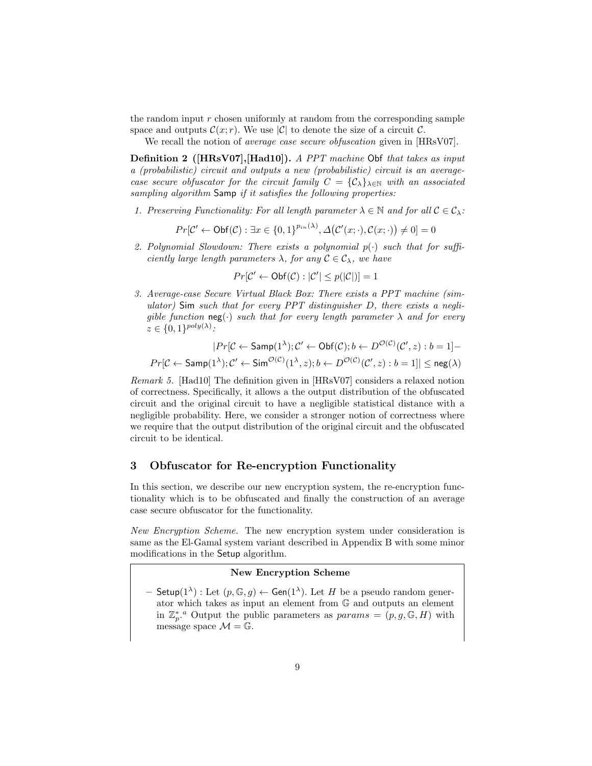the random input $r$ chosen uniformly at random from the corresponding sample space and outputs $\mathcal{C}(x;r)$. We use $|\mathcal{C}|$ to denote the size of a circuit $\mathcal{C}$.

We recall the notion of *average case secure obfuscation* given in [HRsV07].

**Definition 2 ([HRsV07],[Had10]).** *A PPT machine* $\mathsf{Obf}$ *that takes as input a (probabilistic) circuit and outputs a new (probabilistic) circuit is an average-case secure obfuscator for the circuit family* $C = \{\mathcal{C}_\lambda\}_{\lambda\in\mathbb{N}}$ *with an associated sampling algorithm* $\mathsf{Samp}$ *if it satisfies the following properties:*

1. *Preserving Functionality: For all length parameter* $\lambda \in \mathbb{N}$ *and for all* $\mathcal{C} \in \mathcal{C}_\lambda$*:*

$$Pr[\mathcal{C}' \leftarrow \mathsf{Obf}(\mathcal{C}) : \exists x \in \{0,1\}^{p_{in}(\lambda)}, \Delta\big(\mathcal{C}'(x;\cdot), \mathcal{C}(x;\cdot)\big) \neq 0] = 0$$

2. *Polynomial Slowdown: There exists a polynomial* $p(\cdot)$ *such that for sufficiently large length parameters* $\lambda$*, for any* $\mathcal{C} \in \mathcal{C}_\lambda$*, we have*

$$Pr[\mathcal{C}' \leftarrow \mathsf{Obf}(\mathcal{C}) : |\mathcal{C}'| \leq p(|\mathcal{C}|)] = 1$$

3. *Average-case Secure Virtual Black Box: There exists a PPT machine (simulator)* $\mathsf{Sim}$ *such that for every PPT distinguisher* $D$*, there exists a negligible function* $\mathsf{neg}(\cdot)$ *such that for every length parameter* $\lambda$ *and for every* $z \in \{0,1\}^{poly(\lambda)}$*:*

$$|Pr[\mathcal{C} \leftarrow \mathsf{Samp}(1^\lambda); \mathcal{C}' \leftarrow \mathsf{Obf}(\mathcal{C}); b \leftarrow D^{\mathcal{O}(\mathcal{C})}(\mathcal{C}', z) : b = 1] -$$

$$Pr[\mathcal{C} \leftarrow \mathsf{Samp}(1^\lambda); \mathcal{C}' \leftarrow \mathsf{Sim}^{\mathcal{O}(\mathcal{C})}(1^\lambda, z); b \leftarrow D^{\mathcal{O}(\mathcal{C})}(\mathcal{C}', z) : b = 1]| \leq \mathsf{neg}(\lambda)$$

*Remark 5.* [Had10] The definition given in [HRsV07] considers a relaxed notion of correctness. Specifically, it allows a the output distribution of the obfuscated circuit and the original circuit to have a negligible statistical distance with a negligible probability. Here, we consider a stronger notion of correctness where we require that the output distribution of the original circuit and the obfuscated circuit to be identical.

## 3 Obfuscator for Re-encryption Functionality

In this section, we describe our new encryption system, the re-encryption functionality which is to be obfuscated and finally the construction of an average case secure obfuscator for the functionality.

*New Encryption Scheme.* The new encryption system under consideration is same as the El-Gamal system variant described in Appendix B with some minor modifications in the $\mathsf{Setup}$ algorithm.

**New Encryption Scheme**

- $\mathsf{Setup}(1^\lambda)$ : Let $(p, \mathbb{G}, g) \leftarrow \mathsf{Gen}(1^\lambda)$. Let $H$ be a pseudo random generator which takes as input an element from $\mathbb{G}$ and outputs an element in $\mathbb{Z}_p^*$.[a] Output the public parameters as $params = (p, g, \mathbb{G}, H)$ with message space $\mathcal{M} = \mathbb{G}$.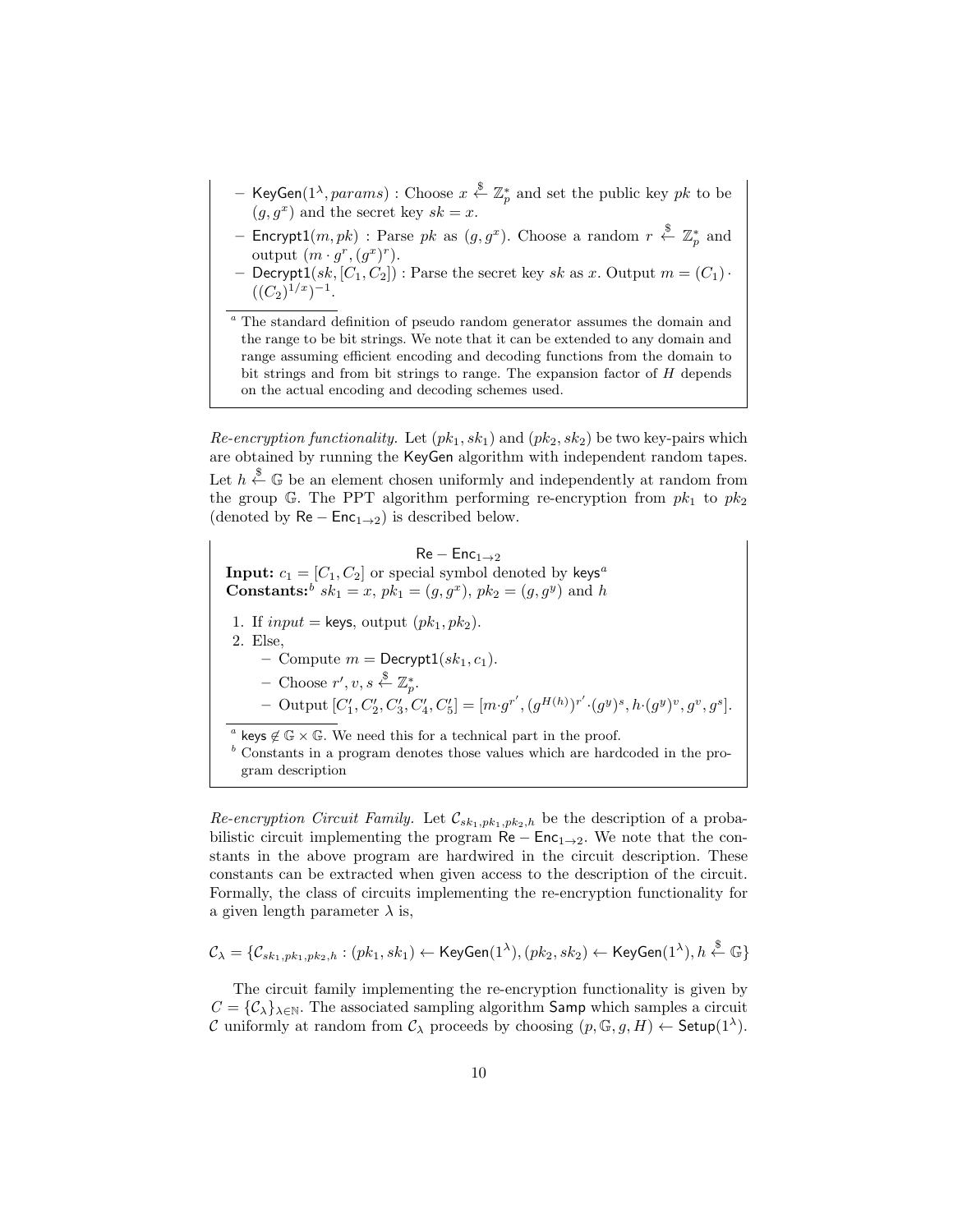– $\mathsf{KeyGen}(1^\lambda, params)$ : Choose $x \xleftarrow{\$} \mathbb{Z}_p^*$ and set the public key $pk$ to be $(g, g^x)$ and the secret key $sk = x$.
– $\mathsf{Encrypt1}(m, pk)$ : Parse $pk$ as $(g, g^x)$. Choose a random $r \xleftarrow{\$} \mathbb{Z}_p^*$ and output $(m \cdot g^r, (g^x)^r)$.
– $\mathsf{Decrypt1}(sk, [C_1, C_2])$ : Parse the secret key $sk$ as $x$. Output $m = (C_1) \cdot ((C_2)^{1/x})^{-1}$.

[a] The standard definition of pseudo random generator assumes the domain and the range to be bit strings. We note that it can be extended to any domain and range assuming efficient encoding and decoding functions from the domain to bit strings and from bit strings to range. The expansion factor of $H$ depends on the actual encoding and decoding schemes used.

*Re-encryption functionality.* Let $(pk_1, sk_1)$ and $(pk_2, sk_2)$ be two key-pairs which are obtained by running the $\mathsf{KeyGen}$ algorithm with independent random tapes. Let $h \xleftarrow{\$} \mathbb{G}$ be an element chosen uniformly and independently at random from the group $\mathbb{G}$. The PPT algorithm performing re-encryption from $pk_1$ to $pk_2$ (denoted by $\mathsf{Re}-\mathsf{Enc}_{1\to 2}$) is described below.

$\mathsf{Re}-\mathsf{Enc}_{1\to 2}$

**Input:** $c_1 = [C_1, C_2]$ or special symbol denoted by $\mathsf{keys}$[a]
**Constants:**[b] $sk_1 = x$, $pk_1 = (g, g^x)$, $pk_2 = (g, g^y)$ and $h$

1. If $input = \mathsf{keys}$, output $(pk_1, pk_2)$.
2. Else,
   – Compute $m = \mathsf{Decrypt1}(sk_1, c_1)$.
   – Choose $r', v, s \xleftarrow{\$} \mathbb{Z}_p^*$.
   – Output $[C_1', C_2', C_3', C_4', C_5'] = [m \cdot g^{r'}, (g^{H(h)})^{r'} \cdot (g^y)^s, h \cdot (g^y)^v, g^v, g^s]$.

[a] $\mathsf{keys} \notin \mathbb{G} \times \mathbb{G}$. We need this for a technical part in the proof.
[b] Constants in a program denotes those values which are hardcoded in the program description

*Re-encryption Circuit Family.* Let $\mathcal{C}_{sk_1, pk_1, pk_2, h}$ be the description of a probabilistic circuit implementing the program $\mathsf{Re}-\mathsf{Enc}_{1\to 2}$. We note that the constants in the above program are hardwired in the circuit description. These constants can be extracted when given access to the description of the circuit. Formally, the class of circuits implementing the re-encryption functionality for a given length parameter $\lambda$ is,

$$\mathcal{C}_\lambda = \{\mathcal{C}_{sk_1, pk_1, pk_2, h} : (pk_1, sk_1) \leftarrow \mathsf{KeyGen}(1^\lambda), (pk_2, sk_2) \leftarrow \mathsf{KeyGen}(1^\lambda), h \xleftarrow{\$} \mathbb{G}\}$$

The circuit family implementing the re-encryption functionality is given by $C = \{\mathcal{C}_\lambda\}_{\lambda \in \mathbb{N}}$. The associated sampling algorithm $\mathsf{Samp}$ which samples a circuit $\mathcal{C}$ uniformly at random from $\mathcal{C}_\lambda$ proceeds by choosing $(p, \mathbb{G}, g, H) \leftarrow \mathsf{Setup}(1^\lambda)$.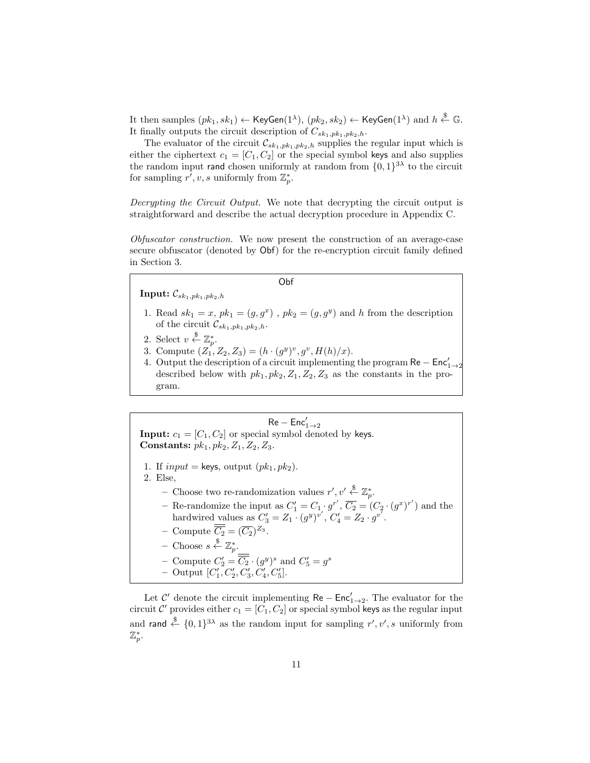It then samples $(pk_1, sk_1) \leftarrow \mathsf{KeyGen}(1^\lambda)$, $(pk_2, sk_2) \leftarrow \mathsf{KeyGen}(1^\lambda)$ and $h \xleftarrow{\$} \mathbb{G}$. It finally outputs the circuit description of $C_{sk_1,pk_1,pk_2,h}$.

The evaluator of the circuit $\mathcal{C}_{sk_1,pk_1,pk_2,h}$ supplies the regular input which is either the ciphertext $c_1 = [C_1, C_2]$ or the special symbol $\mathsf{keys}$ and also supplies the random input $\mathsf{rand}$ chosen uniformly at random from $\{0,1\}^{3\lambda}$ to the circuit for sampling $r', v, s$ uniformly from $\mathbb{Z}_p^*$.

*Decrypting the Circuit Output.* We note that decrypting the circuit output is straightforward and describe the actual decryption procedure in Appendix C.

*Obfuscator construction.* We now present the construction of an average-case secure obfuscator (denoted by $\mathsf{Obf}$) for the re-encryption circuit family defined in Section 3.

---

$\mathsf{Obf}$

**Input:** $\mathcal{C}_{sk_1,pk_1,pk_2,h}$

1. Read $sk_1 = x$, $pk_1 = (g, g^x)$ , $pk_2 = (g, g^y)$ and $h$ from the description of the circuit $\mathcal{C}_{sk_1,pk_1,pk_2,h}$.
2. Select $v \xleftarrow{\$} \mathbb{Z}_p^*$.
3. Compute $(Z_1, Z_2, Z_3) = (h \cdot (g^y)^v, g^v, H(h)/x)$.
4. Output the description of a circuit implementing the program $\mathsf{Re}-\mathsf{Enc}'_{1\to 2}$ described below with $pk_1, pk_2, Z_1, Z_2, Z_3$ as the constants in the program.

---

$\mathsf{Re}-\mathsf{Enc}'_{1\to 2}$

**Input:** $c_1 = [C_1, C_2]$ or special symbol denoted by $\mathsf{keys}$.
**Constants:** $pk_1, pk_2, Z_1, Z_2, Z_3$.

1. If $input = \mathsf{keys}$, output $(pk_1, pk_2)$.
2. Else,
   - Choose two re-randomization values $r', v' \xleftarrow{\$} \mathbb{Z}_p^*$.
   - Re-randomize the input as $C_1' = C_1 \cdot g^{r'}$, $\overline{C_2} = (C_2 \cdot (g^x)^{r'})$ and the hardwired values as $C_3' = Z_1 \cdot (g^y)^{v'}$, $C_4' = Z_2 \cdot g^{v'}$.
   - Compute $\overline{\overline{C_2}} = (\overline{C_2})^{Z_3}$.
   - Choose $s \xleftarrow{\$} \mathbb{Z}_p^*$.
   - Compute $C_2' = \overline{\overline{C_2}} \cdot (g^y)^s$ and $C_5' = g^s$
   - Output $[C_1', C_2', C_3', C_4', C_5']$.

---

Let $\mathcal{C}'$ denote the circuit implementing $\mathsf{Re}-\mathsf{Enc}'_{1\to 2}$. The evaluator for the circuit $\mathcal{C}'$ provides either $c_1 = [C_1, C_2]$ or special symbol $\mathsf{keys}$ as the regular input and $\mathsf{rand} \xleftarrow{\$} \{0,1\}^{3\lambda}$ as the random input for sampling $r', v', s$ uniformly from $\mathbb{Z}_p^*$.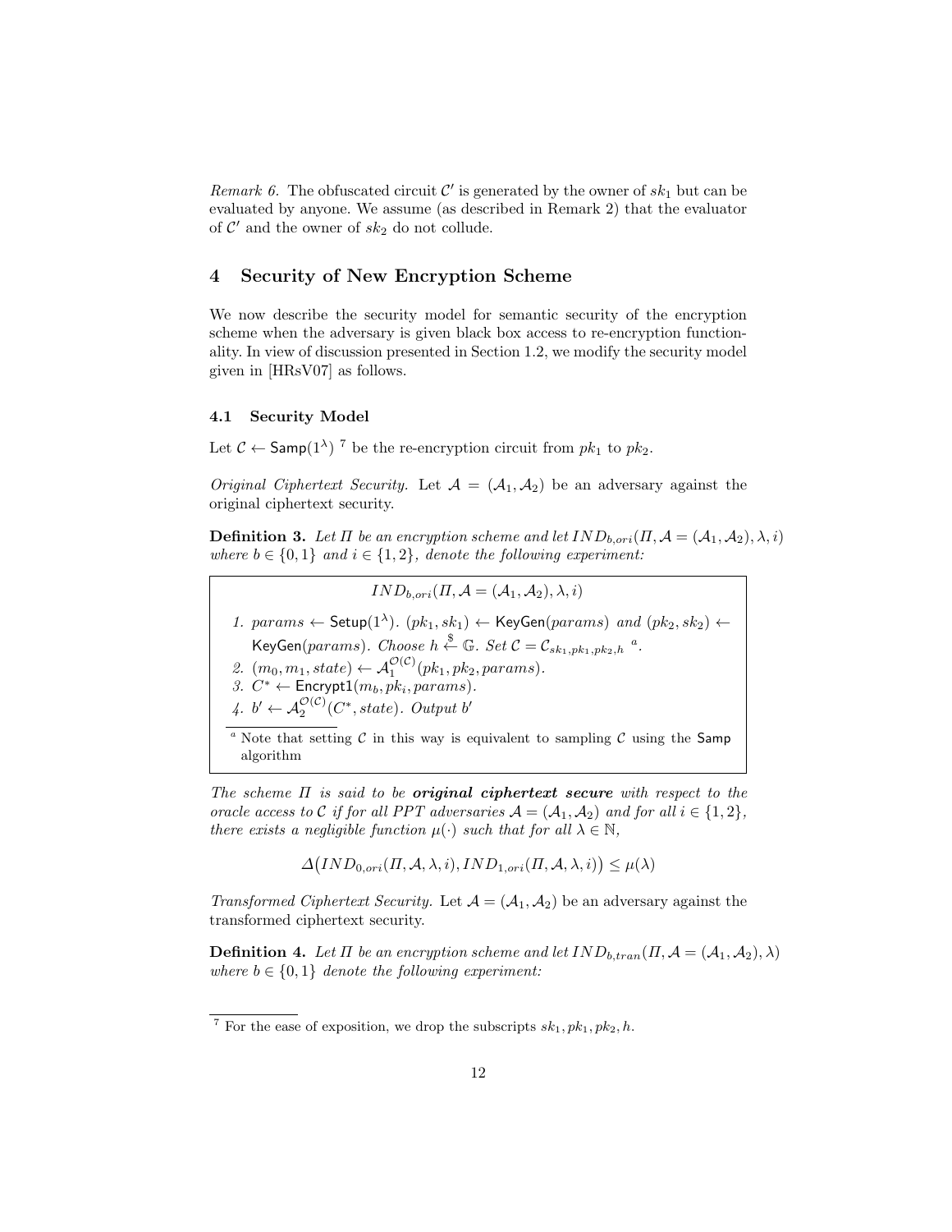*Remark 6.* The obfuscated circuit $\mathcal{C}'$ is generated by the owner of $sk_1$ but can be evaluated by anyone. We assume (as described in Remark 2) that the evaluator of $\mathcal{C}'$ and the owner of $sk_2$ do not collude.

## 4 Security of New Encryption Scheme

We now describe the security model for semantic security of the encryption scheme when the adversary is given black box access to re-encryption functionality. In view of discussion presented in Section 1.2, we modify the security model given in [HRsV07] as follows.

### 4.1 Security Model

Let $\mathcal{C} \leftarrow \mathsf{Samp}(1^\lambda)$ [7] be the re-encryption circuit from $pk_1$ to $pk_2$.

*Original Ciphertext Security.* Let $\mathcal{A} = (\mathcal{A}_1, \mathcal{A}_2)$ be an adversary against the original ciphertext security.

**Definition 3.** *Let $\Pi$ be an encryption scheme and let $IND_{b,ori}(\Pi, \mathcal{A} = (\mathcal{A}_1, \mathcal{A}_2), \lambda, i)$ where $b \in \{0,1\}$ and $i \in \{1,2\}$, denote the following experiment:*

$$IND_{b,ori}(\Pi, \mathcal{A} = (\mathcal{A}_1, \mathcal{A}_2), \lambda, i)$$

1. $params \leftarrow \mathsf{Setup}(1^\lambda)$. $(pk_1, sk_1) \leftarrow \mathsf{KeyGen}(params)$ *and* $(pk_2, sk_2) \leftarrow \mathsf{KeyGen}(params)$. *Choose* $h \xleftarrow{\$} \mathbb{G}$. *Set* $\mathcal{C} = \mathcal{C}_{sk_1, pk_1, pk_2, h}$ [a].
2. $(m_0, m_1, state) \leftarrow \mathcal{A}_1^{\mathcal{O}(\mathcal{C})}(pk_1, pk_2, params)$.
3. $C^* \leftarrow \mathsf{Encrypt1}(m_b, pk_i, params)$.
4. $b' \leftarrow \mathcal{A}_2^{\mathcal{O}(\mathcal{C})}(C^*, state)$. *Output* $b'$

[a] Note that setting $\mathcal{C}$ in this way is equivalent to sampling $\mathcal{C}$ using the $\mathsf{Samp}$ algorithm

*The scheme $\Pi$ is said to be* ***original ciphertext secure*** *with respect to the oracle access to $\mathcal{C}$ if for all PPT adversaries $\mathcal{A} = (\mathcal{A}_1, \mathcal{A}_2)$ and for all $i \in \{1,2\}$, there exists a negligible function $\mu(\cdot)$ such that for all $\lambda \in \mathbb{N}$,*

$$\Delta\big(IND_{0,ori}(\Pi, \mathcal{A}, \lambda, i), IND_{1,ori}(\Pi, \mathcal{A}, \lambda, i)\big) \leq \mu(\lambda)$$

*Transformed Ciphertext Security.* Let $\mathcal{A} = (\mathcal{A}_1, \mathcal{A}_2)$ be an adversary against the transformed ciphertext security.

**Definition 4.** *Let $\Pi$ be an encryption scheme and let $IND_{b,tran}(\Pi, \mathcal{A} = (\mathcal{A}_1, \mathcal{A}_2), \lambda)$ where $b \in \{0,1\}$ denote the following experiment:*

[7] For the ease of exposition, we drop the subscripts $sk_1, pk_1, pk_2, h$.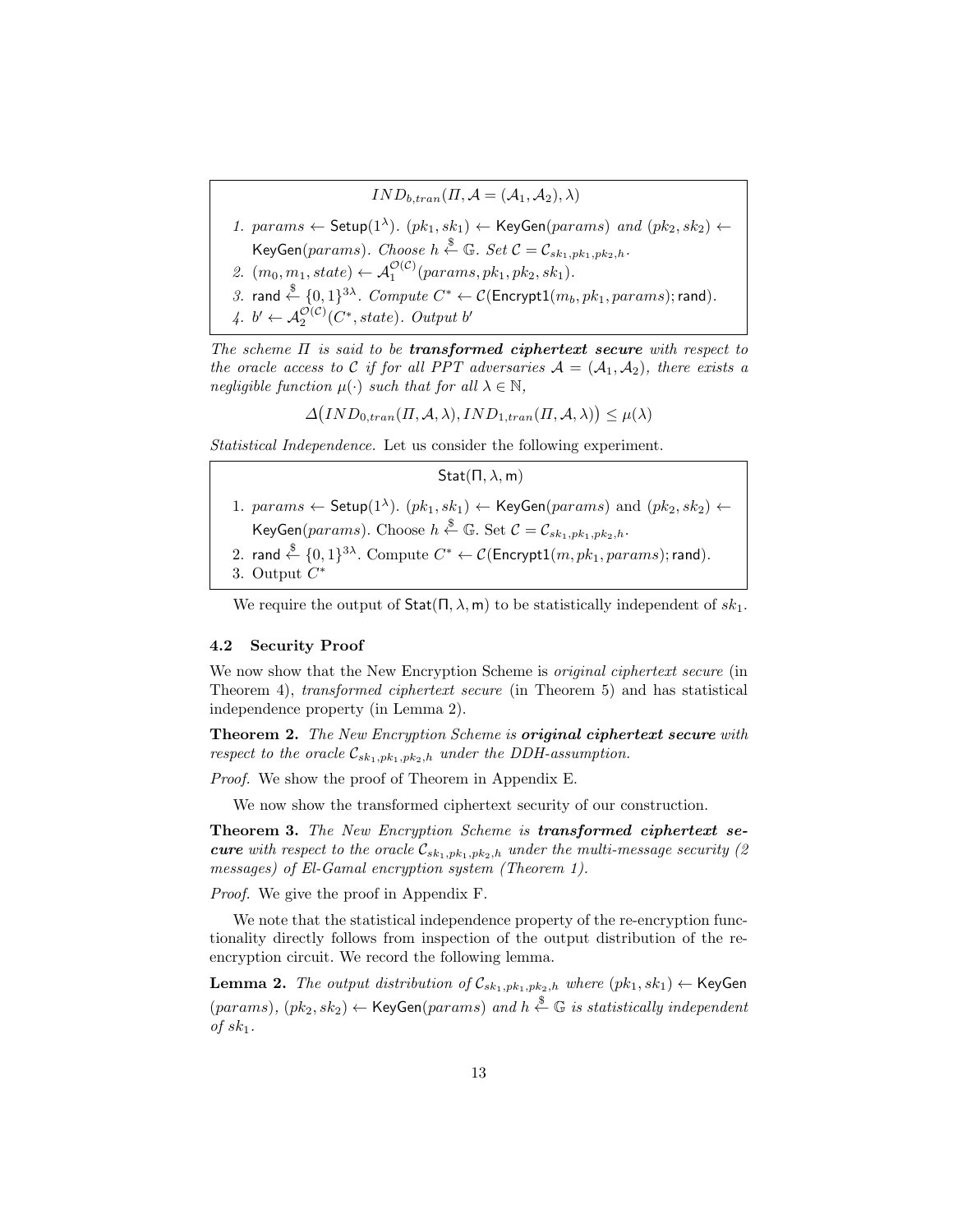$IND_{b,tran}(\Pi, \mathcal{A} = (\mathcal{A}_1, \mathcal{A}_2), \lambda)$

1. $params \leftarrow \mathsf{Setup}(1^\lambda)$. $(pk_1, sk_1) \leftarrow \mathsf{KeyGen}(params)$ and $(pk_2, sk_2) \leftarrow \mathsf{KeyGen}(params)$. Choose $h \xleftarrow{\$} \mathbb{G}$. Set $\mathcal{C} = \mathcal{C}_{sk_1,pk_1,pk_2,h}$.
2. $(m_0, m_1, state) \leftarrow \mathcal{A}_1^{\mathcal{O}(\mathcal{C})}(params, pk_1, pk_2, sk_1)$.
3. $\mathsf{rand} \xleftarrow{\$} \{0,1\}^{3\lambda}$. Compute $C^* \leftarrow \mathcal{C}(\mathsf{Encrypt1}(m_b, pk_1, params); \mathsf{rand})$.
4. $b' \leftarrow \mathcal{A}_2^{\mathcal{O}(\mathcal{C})}(C^*, state)$. Output $b'$

*The scheme $\Pi$ is said to be **transformed ciphertext secure** with respect to the oracle access to $\mathcal{C}$ if for all PPT adversaries $\mathcal{A} = (\mathcal{A}_1, \mathcal{A}_2)$, there exists a negligible function $\mu(\cdot)$ such that for all $\lambda \in \mathbb{N}$,*

$$\Delta\big(IND_{0,tran}(\Pi, \mathcal{A}, \lambda), IND_{1,tran}(\Pi, \mathcal{A}, \lambda)\big) \leq \mu(\lambda)$$

*Statistical Independence.* Let us consider the following experiment.

$\mathsf{Stat}(\Pi, \lambda, \mathsf{m})$

1. $params \leftarrow \mathsf{Setup}(1^\lambda)$. $(pk_1, sk_1) \leftarrow \mathsf{KeyGen}(params)$ and $(pk_2, sk_2) \leftarrow \mathsf{KeyGen}(params)$. Choose $h \xleftarrow{\$} \mathbb{G}$. Set $\mathcal{C} = \mathcal{C}_{sk_1,pk_1,pk_2,h}$.
2. $\mathsf{rand} \xleftarrow{\$} \{0,1\}^{3\lambda}$. Compute $C^* \leftarrow \mathcal{C}(\mathsf{Encrypt1}(m, pk_1, params); \mathsf{rand})$.
3. Output $C^*$

We require the output of $\mathsf{Stat}(\Pi, \lambda, \mathsf{m})$ to be statistically independent of $sk_1$.

### 4.2 Security Proof

We now show that the New Encryption Scheme is *original ciphertext secure* (in Theorem 4), *transformed ciphertext secure* (in Theorem 5) and has statistical independence property (in Lemma 2).

**Theorem 2.** *The New Encryption Scheme is **original ciphertext secure** with respect to the oracle $\mathcal{C}_{sk_1,pk_1,pk_2,h}$ under the DDH-assumption.*

*Proof.* We show the proof of Theorem in Appendix E.

We now show the transformed ciphertext security of our construction.

**Theorem 3.** *The New Encryption Scheme is **transformed ciphertext secure** with respect to the oracle $\mathcal{C}_{sk_1,pk_1,pk_2,h}$ under the multi-message security (2 messages) of El-Gamal encryption system (Theorem 1).*

*Proof.* We give the proof in Appendix F.

We note that the statistical independence property of the re-encryption functionality directly follows from inspection of the output distribution of the re-encryption circuit. We record the following lemma.

**Lemma 2.** *The output distribution of $\mathcal{C}_{sk_1,pk_1,pk_2,h}$ where $(pk_1, sk_1) \leftarrow \mathsf{KeyGen}(params)$, $(pk_2, sk_2) \leftarrow \mathsf{KeyGen}(params)$ and $h \xleftarrow{\$} \mathbb{G}$ is statistically independent of $sk_1$.*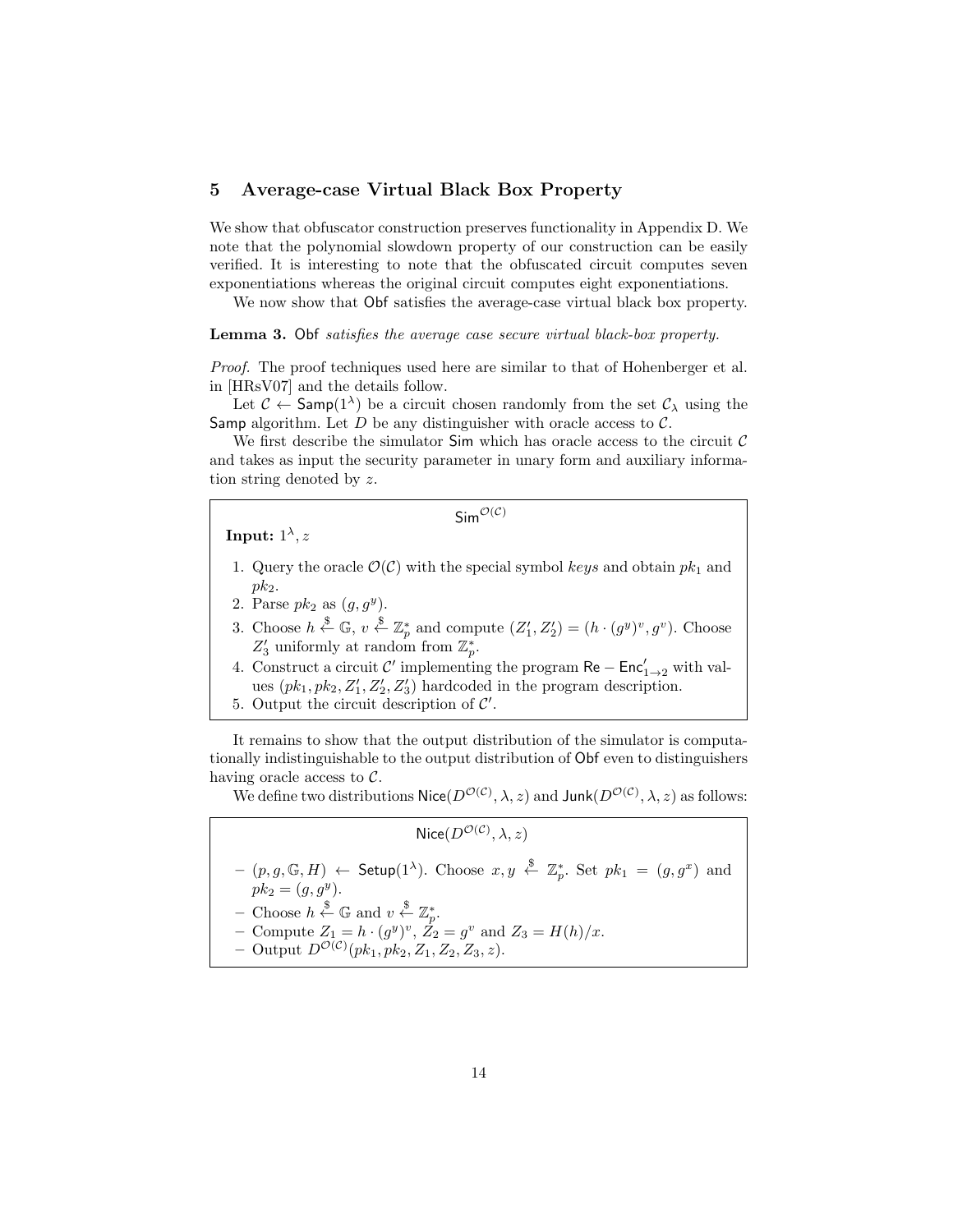## 5 Average-case Virtual Black Box Property

We show that obfuscator construction preserves functionality in Appendix D. We note that the polynomial slowdown property of our construction can be easily verified. It is interesting to note that the obfuscated circuit computes seven exponentiations whereas the original circuit computes eight exponentiations.

We now show that Obf satisfies the average-case virtual black box property.

**Lemma 3.** *Obf satisfies the average case secure virtual black-box property.*

*Proof.* The proof techniques used here are similar to that of Hohenberger et al. in [HRsV07] and the details follow.

Let $\mathcal{C} \leftarrow \mathsf{Samp}(1^\lambda)$ be a circuit chosen randomly from the set $\mathcal{C}_\lambda$ using the Samp algorithm. Let $D$ be any distinguisher with oracle access to $\mathcal{C}$.

We first describe the simulator Sim which has oracle access to the circuit $\mathcal{C}$ and takes as input the security parameter in unary form and auxiliary information string denoted by $z$.

$$\mathsf{Sim}^{\mathcal{O}(\mathcal{C})}$$

**Input:** $1^\lambda, z$

1. Query the oracle $\mathcal{O}(\mathcal{C})$ with the special symbol *keys* and obtain $pk_1$ and $pk_2$.
2. Parse $pk_2$ as $(g, g^y)$.
3. Choose $h \xleftarrow{\$} \mathbb{G}$, $v \xleftarrow{\$} \mathbb{Z}_p^*$ and compute $(Z_1', Z_2') = (h \cdot (g^y)^v, g^v)$. Choose $Z_3'$ uniformly at random from $\mathbb{Z}_p^*$.
4. Construct a circuit $\mathcal{C}'$ implementing the program $\mathsf{Re}-\mathsf{Enc}'_{1\to 2}$ with values $(pk_1, pk_2, Z_1', Z_2', Z_3')$ hardcoded in the program description.
5. Output the circuit description of $\mathcal{C}'$.

It remains to show that the output distribution of the simulator is computationally indistinguishable to the output distribution of Obf even to distinguishers having oracle access to $\mathcal{C}$.

We define two distributions $\mathsf{Nice}(D^{\mathcal{O}(\mathcal{C})}, \lambda, z)$ and $\mathsf{Junk}(D^{\mathcal{O}(\mathcal{C})}, \lambda, z)$ as follows:

$$\mathsf{Nice}(D^{\mathcal{O}(\mathcal{C})}, \lambda, z)$$

- $(p, g, \mathbb{G}, H) \leftarrow \mathsf{Setup}(1^\lambda)$. Choose $x, y \xleftarrow{\$} \mathbb{Z}_p^*$. Set $pk_1 = (g, g^x)$ and $pk_2 = (g, g^y)$.
- Choose $h \xleftarrow{\$} \mathbb{G}$ and $v \xleftarrow{\$} \mathbb{Z}_p^*$.
- Compute $Z_1 = h \cdot (g^y)^v$, $Z_2 = g^v$ and $Z_3 = H(h)/x$.
- Output $D^{\mathcal{O}(\mathcal{C})}(pk_1, pk_2, Z_1, Z_2, Z_3, z)$.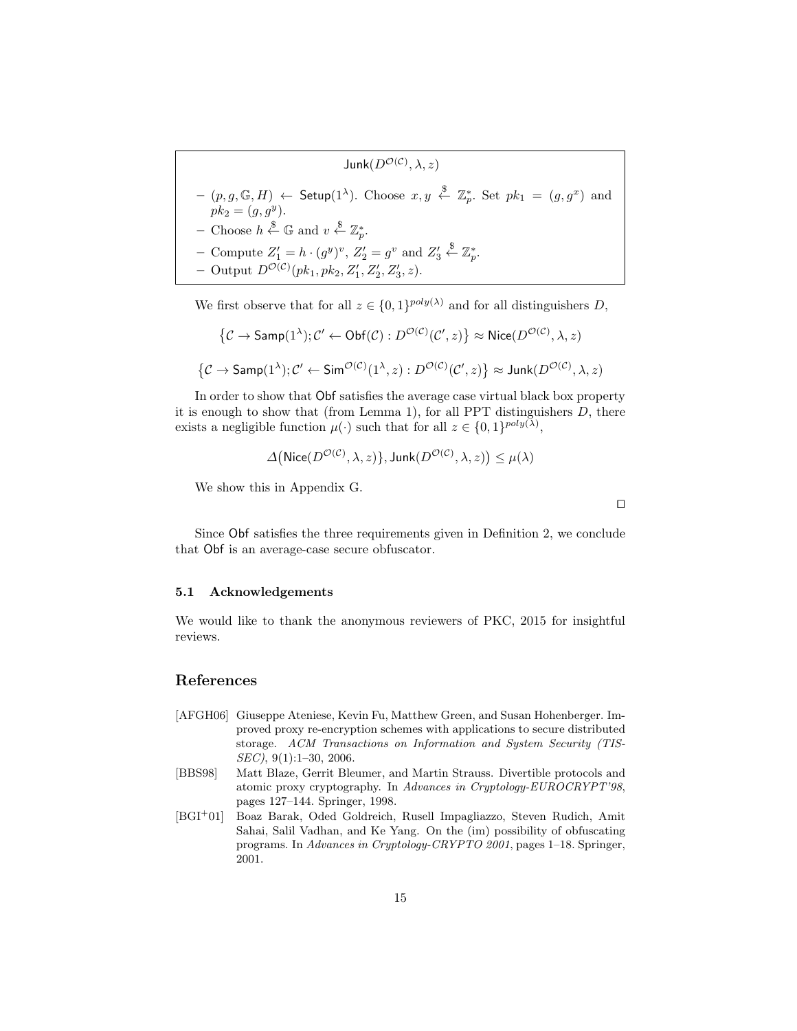**$\mathsf{Junk}(D^{\mathcal{O}(\mathcal{C})}, \lambda, z)$**

- $(p, g, \mathbb{G}, H) \leftarrow \mathsf{Setup}(1^\lambda)$. Choose $x, y \xleftarrow{\$} \mathbb{Z}_p^*$. Set $pk_1 = (g, g^x)$ and $pk_2 = (g, g^y)$.
- Choose $h \xleftarrow{\$} \mathbb{G}$ and $v \xleftarrow{\$} \mathbb{Z}_p^*$.
- Compute $Z_1' = h \cdot (g^y)^v$, $Z_2' = g^v$ and $Z_3' \xleftarrow{\$} \mathbb{Z}_p^*$.
- Output $D^{\mathcal{O}(\mathcal{C})}(pk_1, pk_2, Z_1', Z_2', Z_3', z)$.

We first observe that for all $z \in \{0,1\}^{poly(\lambda)}$ and for all distinguishers $D$,

$$\left\{\mathcal{C} \to \mathsf{Samp}(1^\lambda); \mathcal{C}' \leftarrow \mathsf{Obf}(\mathcal{C}) : D^{\mathcal{O}(\mathcal{C})}(\mathcal{C}', z)\right\} \approx \mathsf{Nice}(D^{\mathcal{O}(\mathcal{C})}, \lambda, z)$$

$$\left\{\mathcal{C} \to \mathsf{Samp}(1^\lambda); \mathcal{C}' \leftarrow \mathsf{Sim}^{\mathcal{O}(\mathcal{C})}(1^\lambda, z) : D^{\mathcal{O}(\mathcal{C})}(\mathcal{C}', z)\right\} \approx \mathsf{Junk}(D^{\mathcal{O}(\mathcal{C})}, \lambda, z)$$

In order to show that Obf satisfies the average case virtual black box property it is enough to show that (from Lemma 1), for all PPT distinguishers $D$, there exists a negligible function $\mu(\cdot)$ such that for all $z \in \{0,1\}^{poly(\lambda)}$,

$$\Delta\big(\mathsf{Nice}(D^{\mathcal{O}(\mathcal{C})}, \lambda, z)\}, \mathsf{Junk}(D^{\mathcal{O}(\mathcal{C})}, \lambda, z)\big) \le \mu(\lambda)$$

We show this in Appendix G.

□

Since Obf satisfies the three requirements given in Definition 2, we conclude that Obf is an average-case secure obfuscator.

### 5.1 Acknowledgements

We would like to thank the anonymous reviewers of PKC, 2015 for insightful reviews.

## References

[AFGH06] Giuseppe Ateniese, Kevin Fu, Matthew Green, and Susan Hohenberger. Improved proxy re-encryption schemes with applications to secure distributed storage. *ACM Transactions on Information and System Security (TISSEC)*, 9(1):1–30, 2006.

[BBS98] Matt Blaze, Gerrit Bleumer, and Martin Strauss. Divertible protocols and atomic proxy cryptography. In *Advances in Cryptology-EUROCRYPT'98*, pages 127–144. Springer, 1998.

[BGI+01] Boaz Barak, Oded Goldreich, Rusell Impagliazzo, Steven Rudich, Amit Sahai, Salil Vadhan, and Ke Yang. On the (im) possibility of obfuscating programs. In *Advances in Cryptology-CRYPTO 2001*, pages 1–18. Springer, 2001.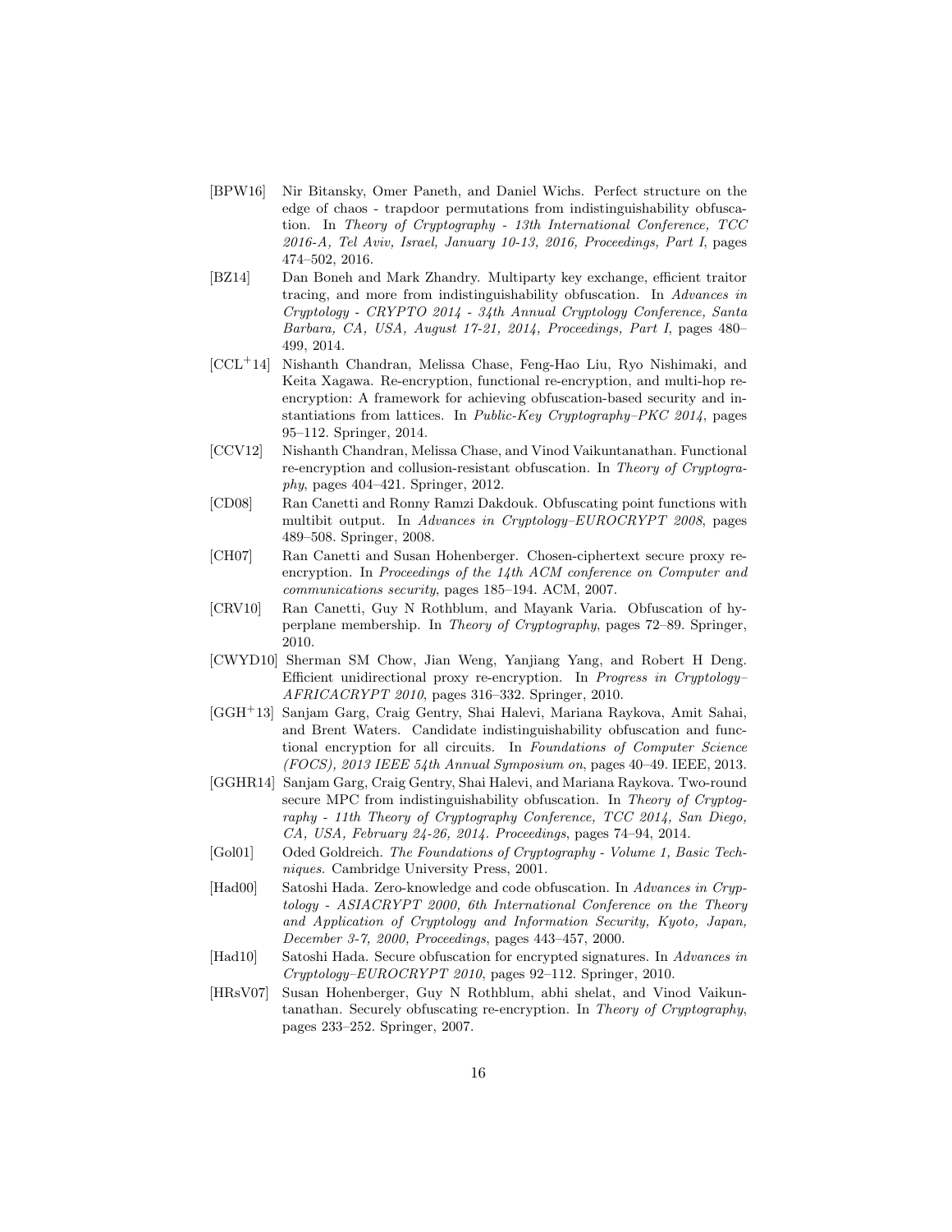- [BPW16] Nir Bitansky, Omer Paneth, and Daniel Wichs. Perfect structure on the edge of chaos - trapdoor permutations from indistinguishability obfuscation. In *Theory of Cryptography - 13th International Conference, TCC 2016-A, Tel Aviv, Israel, January 10-13, 2016, Proceedings, Part I*, pages 474–502, 2016.
- [BZ14] Dan Boneh and Mark Zhandry. Multiparty key exchange, efficient traitor tracing, and more from indistinguishability obfuscation. In *Advances in Cryptology - CRYPTO 2014 - 34th Annual Cryptology Conference, Santa Barbara, CA, USA, August 17-21, 2014, Proceedings, Part I*, pages 480–499, 2014.
- [CCL+14] Nishanth Chandran, Melissa Chase, Feng-Hao Liu, Ryo Nishimaki, and Keita Xagawa. Re-encryption, functional re-encryption, and multi-hop re-encryption: A framework for achieving obfuscation-based security and instantiations from lattices. In *Public-Key Cryptography–PKC 2014*, pages 95–112. Springer, 2014.
- [CCV12] Nishanth Chandran, Melissa Chase, and Vinod Vaikuntanathan. Functional re-encryption and collusion-resistant obfuscation. In *Theory of Cryptography*, pages 404–421. Springer, 2012.
- [CD08] Ran Canetti and Ronny Ramzi Dakdouk. Obfuscating point functions with multibit output. In *Advances in Cryptology–EUROCRYPT 2008*, pages 489–508. Springer, 2008.
- [CH07] Ran Canetti and Susan Hohenberger. Chosen-ciphertext secure proxy re-encryption. In *Proceedings of the 14th ACM conference on Computer and communications security*, pages 185–194. ACM, 2007.
- [CRV10] Ran Canetti, Guy N Rothblum, and Mayank Varia. Obfuscation of hyperplane membership. In *Theory of Cryptography*, pages 72–89. Springer, 2010.
- [CWYD10] Sherman SM Chow, Jian Weng, Yanjiang Yang, and Robert H Deng. Efficient unidirectional proxy re-encryption. In *Progress in Cryptology–AFRICACRYPT 2010*, pages 316–332. Springer, 2010.
- [GGH+13] Sanjam Garg, Craig Gentry, Shai Halevi, Mariana Raykova, Amit Sahai, and Brent Waters. Candidate indistinguishability obfuscation and functional encryption for all circuits. In *Foundations of Computer Science (FOCS), 2013 IEEE 54th Annual Symposium on*, pages 40–49. IEEE, 2013.
- [GGHR14] Sanjam Garg, Craig Gentry, Shai Halevi, and Mariana Raykova. Two-round secure MPC from indistinguishability obfuscation. In *Theory of Cryptography - 11th Theory of Cryptography Conference, TCC 2014, San Diego, CA, USA, February 24-26, 2014. Proceedings*, pages 74–94, 2014.
- [Gol01] Oded Goldreich. *The Foundations of Cryptography - Volume 1, Basic Techniques*. Cambridge University Press, 2001.
- [Had00] Satoshi Hada. Zero-knowledge and code obfuscation. In *Advances in Cryptology - ASIACRYPT 2000, 6th International Conference on the Theory and Application of Cryptology and Information Security, Kyoto, Japan, December 3-7, 2000, Proceedings*, pages 443–457, 2000.
- [Had10] Satoshi Hada. Secure obfuscation for encrypted signatures. In *Advances in Cryptology–EUROCRYPT 2010*, pages 92–112. Springer, 2010.
- [HRsV07] Susan Hohenberger, Guy N Rothblum, abhi shelat, and Vinod Vaikuntanathan. Securely obfuscating re-encryption. In *Theory of Cryptography*, pages 233–252. Springer, 2007.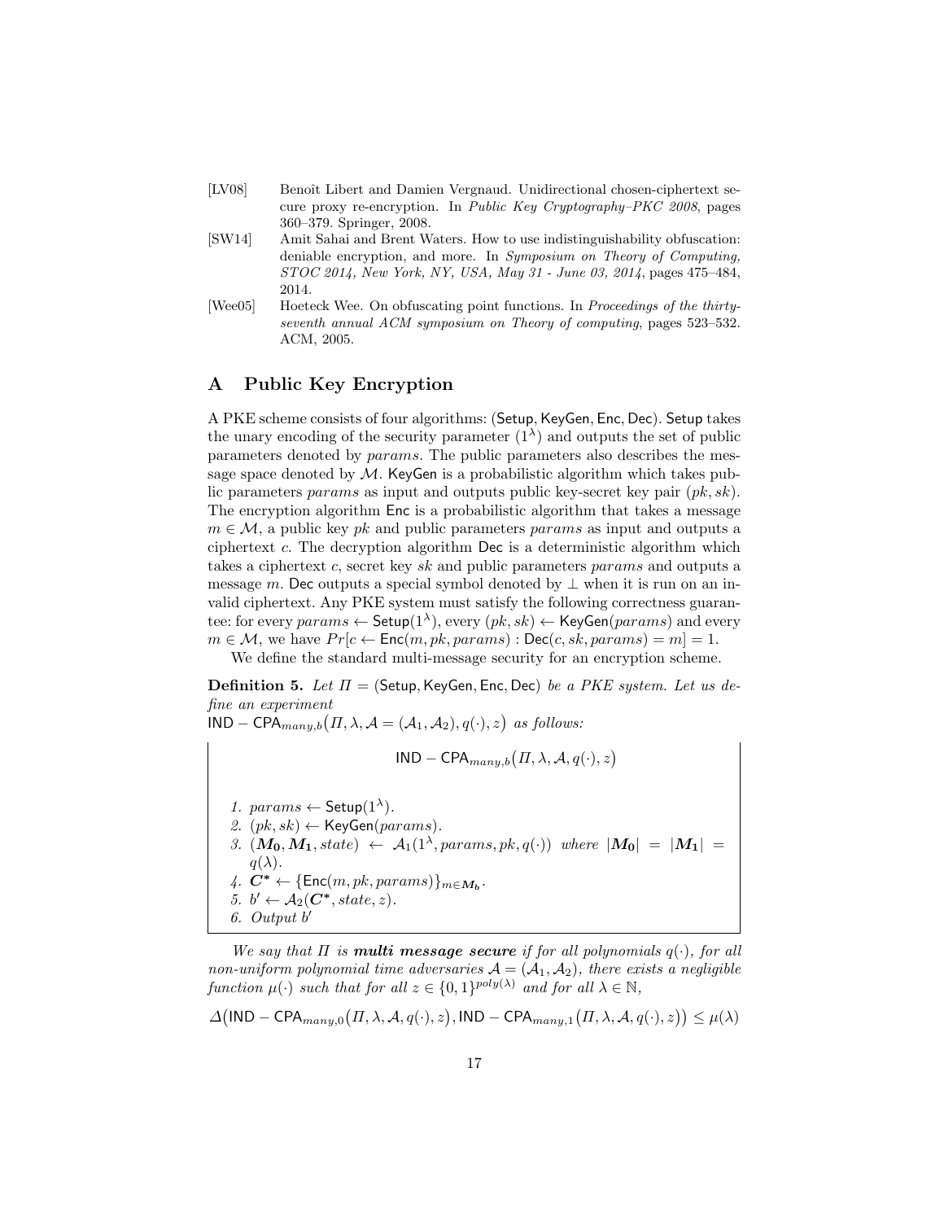[LV08] Benoît Libert and Damien Vergnaud. Unidirectional chosen-ciphertext secure proxy re-encryption. In *Public Key Cryptography–PKC 2008*, pages 360–379. Springer, 2008.

[SW14] Amit Sahai and Brent Waters. How to use indistinguishability obfuscation: deniable encryption, and more. In *Symposium on Theory of Computing, STOC 2014, New York, NY, USA, May 31 - June 03, 2014*, pages 475–484, 2014.

[Wee05] Hoeteck Wee. On obfuscating point functions. In *Proceedings of the thirty-seventh annual ACM symposium on Theory of computing*, pages 523–532. ACM, 2005.

# A Public Key Encryption

A PKE scheme consists of four algorithms: $(\mathsf{Setup}, \mathsf{KeyGen}, \mathsf{Enc}, \mathsf{Dec})$. $\mathsf{Setup}$ takes the unary encoding of the security parameter $(1^\lambda)$ and outputs the set of public parameters denoted by *params*. The public parameters also describes the message space denoted by $\mathcal{M}$. $\mathsf{KeyGen}$ is a probabilistic algorithm which takes public parameters *params* as input and outputs public key-secret key pair $(pk, sk)$. The encryption algorithm $\mathsf{Enc}$ is a probabilistic algorithm that takes a message $m \in \mathcal{M}$, a public key $pk$ and public parameters *params* as input and outputs a ciphertext $c$. The decryption algorithm $\mathsf{Dec}$ is a deterministic algorithm which takes a ciphertext $c$, secret key $sk$ and public parameters *params* and outputs a message $m$. $\mathsf{Dec}$ outputs a special symbol denoted by $\perp$ when it is run on an invalid ciphertext. Any PKE system must satisfy the following correctness guarantee: for every $params \leftarrow \mathsf{Setup}(1^\lambda)$, every $(pk, sk) \leftarrow \mathsf{KeyGen}(params)$ and every $m \in \mathcal{M}$, we have $Pr[c \leftarrow \mathsf{Enc}(m, pk, params) : \mathsf{Dec}(c, sk, params) = m] = 1$.

We define the standard multi-message security for an encryption scheme.

**Definition 5.** *Let $\Pi = (\mathsf{Setup}, \mathsf{KeyGen}, \mathsf{Enc}, \mathsf{Dec})$ be a PKE system. Let us define an experiment* $\mathsf{IND-CPA}_{many,b}\big(\Pi, \lambda, \mathcal{A} = (\mathcal{A}_1, \mathcal{A}_2), q(\cdot), z\big)$ *as follows:*

$$\mathsf{IND-CPA}_{many,b}\big(\Pi, \lambda, \mathcal{A}, q(\cdot), z\big)$$

1. $params \leftarrow \mathsf{Setup}(1^\lambda)$.
2. $(pk, sk) \leftarrow \mathsf{KeyGen}(params)$.
3. $(\boldsymbol{M_0}, \boldsymbol{M_1}, state) \leftarrow \mathcal{A}_1(1^\lambda, params, pk, q(\cdot))$ *where* $|\boldsymbol{M_0}| = |\boldsymbol{M_1}| = q(\lambda)$.
4. $\boldsymbol{C^*} \leftarrow \{\mathsf{Enc}(m, pk, params)\}_{m \in \boldsymbol{M_b}}$.
5. $b' \leftarrow \mathcal{A}_2(\boldsymbol{C^*}, state, z)$.
6. *Output* $b'$

*We say that $\Pi$ is **multi message secure** if for all polynomials $q(\cdot)$, for all non-uniform polynomial time adversaries $\mathcal{A} = (\mathcal{A}_1, \mathcal{A}_2)$, there exists a negligible function $\mu(\cdot)$ such that for all $z \in \{0,1\}^{poly(\lambda)}$ and for all $\lambda \in \mathbb{N}$,*

$$\Delta\big(\mathsf{IND-CPA}_{many,0}\big(\Pi, \lambda, \mathcal{A}, q(\cdot), z\big), \mathsf{IND-CPA}_{many,1}\big(\Pi, \lambda, \mathcal{A}, q(\cdot), z\big)\big) \leq \mu(\lambda)$$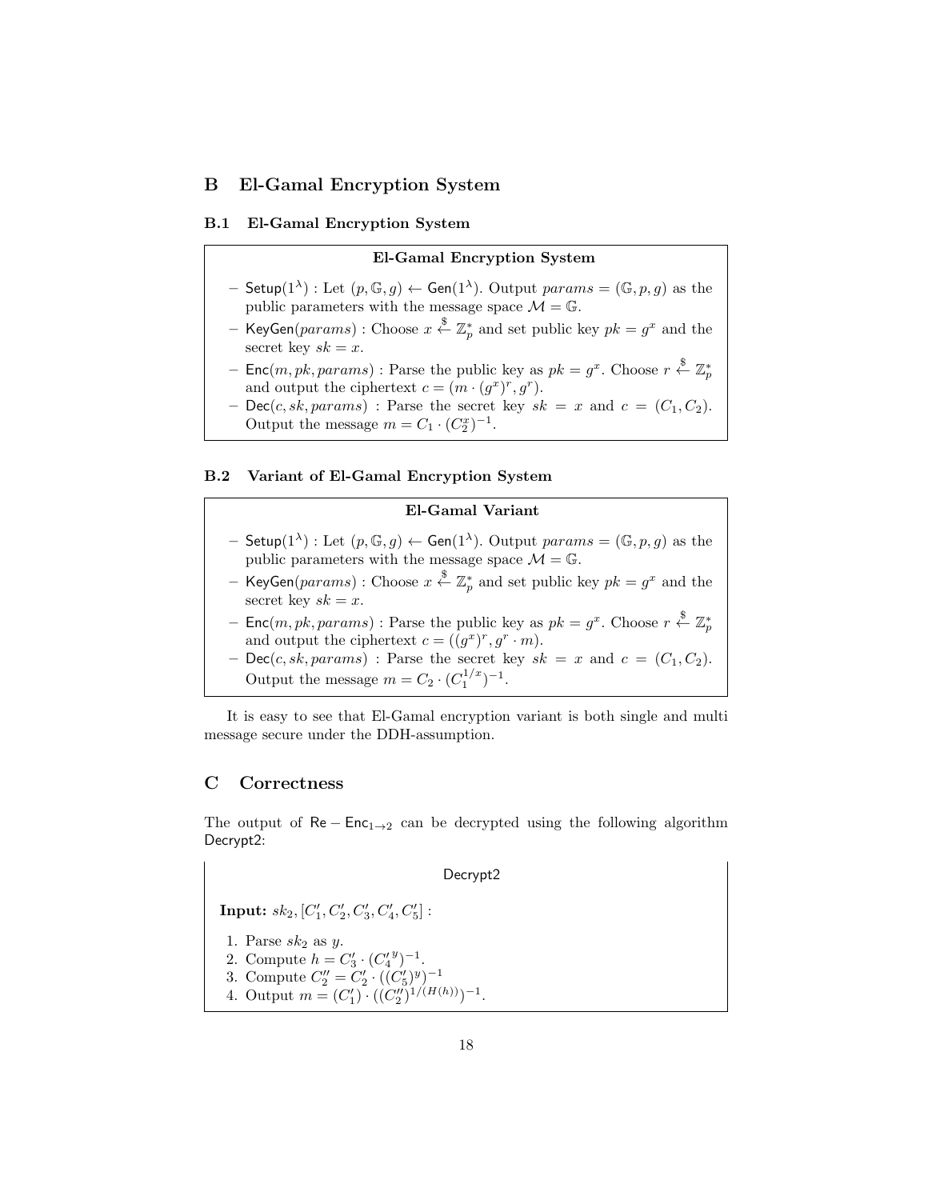# B El-Gamal Encryption System

## B.1 El-Gamal Encryption System

**El-Gamal Encryption System**

- $\mathsf{Setup}(1^\lambda)$ : Let $(p, \mathbb{G}, g) \leftarrow \mathsf{Gen}(1^\lambda)$. Output $params = (\mathbb{G}, p, g)$ as the public parameters with the message space $\mathcal{M} = \mathbb{G}$.
- $\mathsf{KeyGen}(params)$ : Choose $x \xleftarrow{\$} \mathbb{Z}_p^*$ and set public key $pk = g^x$ and the secret key $sk = x$.
- $\mathsf{Enc}(m, pk, params)$ : Parse the public key as $pk = g^x$. Choose $r \xleftarrow{\$} \mathbb{Z}_p^*$ and output the ciphertext $c = (m \cdot (g^x)^r, g^r)$.
- $\mathsf{Dec}(c, sk, params)$ : Parse the secret key $sk = x$ and $c = (C_1, C_2)$. Output the message $m = C_1 \cdot (C_2^x)^{-1}$.

## B.2 Variant of El-Gamal Encryption System

**El-Gamal Variant**

- $\mathsf{Setup}(1^\lambda)$ : Let $(p, \mathbb{G}, g) \leftarrow \mathsf{Gen}(1^\lambda)$. Output $params = (\mathbb{G}, p, g)$ as the public parameters with the message space $\mathcal{M} = \mathbb{G}$.
- $\mathsf{KeyGen}(params)$ : Choose $x \xleftarrow{\$} \mathbb{Z}_p^*$ and set public key $pk = g^x$ and the secret key $sk = x$.
- $\mathsf{Enc}(m, pk, params)$ : Parse the public key as $pk = g^x$. Choose $r \xleftarrow{\$} \mathbb{Z}_p^*$ and output the ciphertext $c = ((g^x)^r, g^r \cdot m)$.
- $\mathsf{Dec}(c, sk, params)$ : Parse the secret key $sk = x$ and $c = (C_1, C_2)$. Output the message $m = C_2 \cdot (C_1^{1/x})^{-1}$.

It is easy to see that El-Gamal encryption variant is both single and multi message secure under the DDH-assumption.

# C Correctness

The output of $\mathsf{Re}-\mathsf{Enc}_{1\to 2}$ can be decrypted using the following algorithm $\mathsf{Decrypt2}$:

**Decrypt2**

**Input:** $sk_2, [C_1', C_2', C_3', C_4', C_5']$ :

1. Parse $sk_2$ as $y$.
2. Compute $h = C_3' \cdot ({C_4'}^y)^{-1}$.
3. Compute $C_2'' = C_2' \cdot ((C_5')^y)^{-1}$
4. Output $m = (C_1') \cdot ((C_2'')^{1/(H(h))})^{-1}$.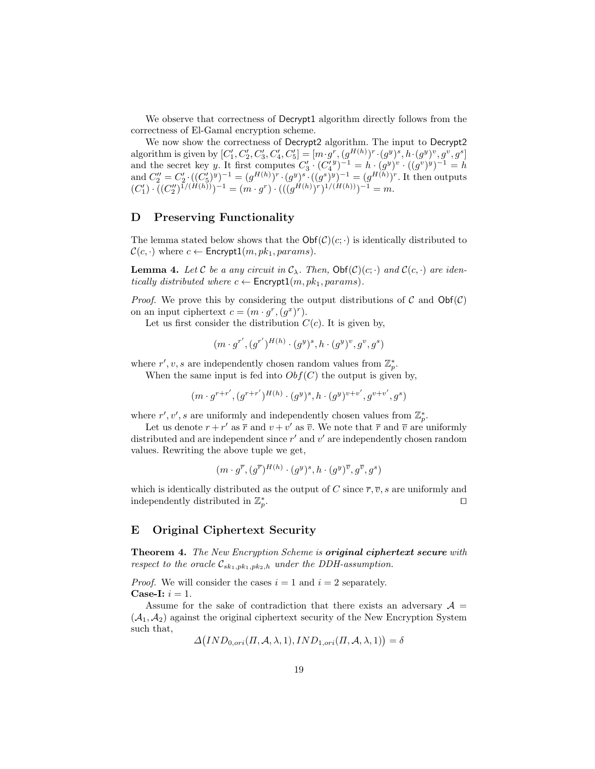We observe that correctness of Decrypt1 algorithm directly follows from the correctness of El-Gamal encryption scheme.

We now show the correctness of Decrypt2 algorithm. The input to Decrypt2 algorithm is given by $[C_1', C_2', C_3', C_4', C_5'] = [m \cdot g^r, (g^{H(h)})^r \cdot (g^y)^s, h \cdot (g^y)^v, g^v, g^s]$ and the secret key $y$. It first computes $C_3' \cdot (C_4'^{\,y})^{-1} = h \cdot (g^y)^v \cdot ((g^v)^y)^{-1} = h$ and $C_2'' = C_2' \cdot ((C_5')^y)^{-1} = (g^{H(h)})^r \cdot (g^y)^s \cdot ((g^s)^y)^{-1} = (g^{H(h)})^r$. It then outputs $(C_1') \cdot ((C_2'')^{1/(H(h))})^{-1} = (m \cdot g^r) \cdot (((g^{H(h)})^r)^{1/(H(h))})^{-1} = m$.

## D Preserving Functionality

The lemma stated below shows that the $\mathsf{Obf}(\mathcal{C})(c;\cdot)$ is identically distributed to $\mathcal{C}(c,\cdot)$ where $c \leftarrow \mathsf{Encrypt1}(m, pk_1, params)$.

**Lemma 4.** *Let $\mathcal{C}$ be a any circuit in $\mathcal{C}_\lambda$. Then, $\mathsf{Obf}(\mathcal{C})(c;\cdot)$ and $\mathcal{C}(c,\cdot)$ are identically distributed where $c \leftarrow \mathsf{Encrypt1}(m, pk_1, params)$.*

*Proof.* We prove this by considering the output distributions of $\mathcal{C}$ and $\mathsf{Obf}(\mathcal{C})$ on an input ciphertext $c = (m \cdot g^r, (g^x)^r)$.

Let us first consider the distribution $C(c)$. It is given by,

$$(m \cdot g^{r'}, (g^{r'})^{H(h)} \cdot (g^y)^s, h \cdot (g^y)^v, g^v, g^s)$$

where $r', v, s$ are independently chosen random values from $\mathbb{Z}_p^*$.

When the same input is fed into $Obf(C)$ the output is given by,

$$(m \cdot g^{r+r'}, (g^{r+r'})^{H(h)} \cdot (g^y)^s, h \cdot (g^y)^{v+v'}, g^{v+v'}, g^s)$$

where $r', v', s$ are uniformly and independently chosen values from $\mathbb{Z}_p^*$.

Let us denote $r + r'$ as $\overline{r}$ and $v + v'$ as $\overline{v}$. We note that $\overline{r}$ and $\overline{v}$ are uniformly distributed and are independent since $r'$ and $v'$ are independently chosen random values. Rewriting the above tuple we get,

$$(m \cdot g^{\overline{r}}, (g^{\overline{r}})^{H(h)} \cdot (g^y)^s, h \cdot (g^y)^{\overline{v}}, g^{\overline{v}}, g^s)$$

which is identically distributed as the output of $C$ since $\overline{r}, \overline{v}, s$ are uniformly and independently distributed in $\mathbb{Z}_p^*$. $\square$

## E Original Ciphertext Security

**Theorem 4.** *The New Encryption Scheme is* ***original ciphertext secure*** *with respect to the oracle $\mathcal{C}_{sk_1,pk_1,pk_2,h}$ under the DDH-assumption.*

*Proof.* We will consider the cases $i = 1$ and $i = 2$ separately.
**Case-I:** $i = 1$.

Assume for the sake of contradiction that there exists an adversary $\mathcal{A} = (\mathcal{A}_1, \mathcal{A}_2)$ against the original ciphertext security of the New Encryption System such that,

$$\Delta\big(IND_{0,ori}(\Pi, \mathcal{A}, \lambda, 1), IND_{1,ori}(\Pi, \mathcal{A}, \lambda, 1)\big) = \delta$$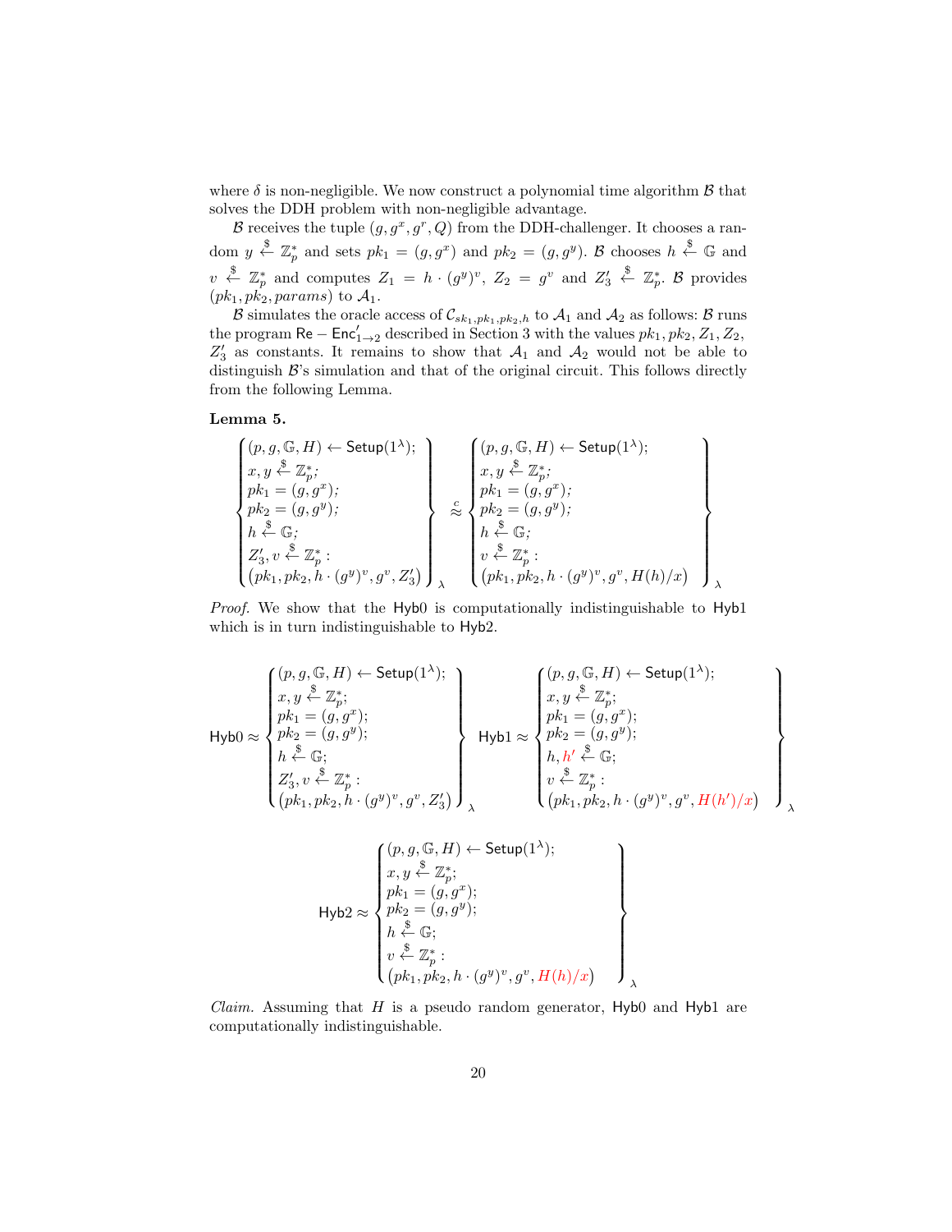where $\delta$ is non-negligible. We now construct a polynomial time algorithm $\mathcal{B}$ that solves the DDH problem with non-negligible advantage.

$\mathcal{B}$ receives the tuple $(g, g^x, g^r, Q)$ from the DDH-challenger. It chooses a random $y \xleftarrow{\$} \mathbb{Z}_p^*$ and sets $pk_1 = (g, g^x)$ and $pk_2 = (g, g^y)$. $\mathcal{B}$ chooses $h \xleftarrow{\$} \mathbb{G}$ and $v \xleftarrow{\$} \mathbb{Z}_p^*$ and computes $Z_1 = h \cdot (g^y)^v$, $Z_2 = g^v$ and $Z_3' \xleftarrow{\$} \mathbb{Z}_p^*$. $\mathcal{B}$ provides $(pk_1, pk_2, params)$ to $\mathcal{A}_1$.

$\mathcal{B}$ simulates the oracle access of $\mathcal{C}_{sk_1, pk_1, pk_2, h}$ to $\mathcal{A}_1$ and $\mathcal{A}_2$ as follows: $\mathcal{B}$ runs the program $\mathsf{Re-Enc}'_{1 \to 2}$ described in Section 3 with the values $pk_1, pk_2, Z_1, Z_2, Z_3'$ as constants. It remains to show that $\mathcal{A}_1$ and $\mathcal{A}_2$ would not be able to distinguish $\mathcal{B}$'s simulation and that of the original circuit. This follows directly from the following Lemma.

**Lemma 5.**

$$
\left\{
\begin{array}{l}
(p, g, \mathbb{G}, H) \leftarrow \mathsf{Setup}(1^\lambda); \\
x, y \xleftarrow{\$} \mathbb{Z}_p^*; \\
pk_1 = (g, g^x); \\
pk_2 = (g, g^y); \\
h \xleftarrow{\$} \mathbb{G}; \\
Z_3', v \xleftarrow{\$} \mathbb{Z}_p^* : \\
(pk_1, pk_2, h \cdot (g^y)^v, g^v, Z_3')
\end{array}
\right\}_\lambda
\stackrel{c}{\approx}
\left\{
\begin{array}{l}
(p, g, \mathbb{G}, H) \leftarrow \mathsf{Setup}(1^\lambda); \\
x, y \xleftarrow{\$} \mathbb{Z}_p^*; \\
pk_1 = (g, g^x); \\
pk_2 = (g, g^y); \\
h \xleftarrow{\$} \mathbb{G}; \\
v \xleftarrow{\$} \mathbb{Z}_p^* : \\
(pk_1, pk_2, h \cdot (g^y)^v, g^v, H(h)/x)
\end{array}
\right\}_\lambda
$$

*Proof.* We show that the $\mathsf{Hyb0}$ is computationally indistinguishable to $\mathsf{Hyb1}$ which is in turn indistinguishable to $\mathsf{Hyb2}$.

$$
\mathsf{Hyb0} \approx
\left\{
\begin{array}{l}
(p, g, \mathbb{G}, H) \leftarrow \mathsf{Setup}(1^\lambda); \\
x, y \xleftarrow{\$} \mathbb{Z}_p^*; \\
pk_1 = (g, g^x); \\
pk_2 = (g, g^y); \\
h \xleftarrow{\$} \mathbb{G}; \\
Z_3', v \xleftarrow{\$} \mathbb{Z}_p^* : \\
(pk_1, pk_2, h \cdot (g^y)^v, g^v, Z_3')
\end{array}
\right\}_\lambda
\quad
\mathsf{Hyb1} \approx
\left\{
\begin{array}{l}
(p, g, \mathbb{G}, H) \leftarrow \mathsf{Setup}(1^\lambda); \\
x, y \xleftarrow{\$} \mathbb{Z}_p^*; \\
pk_1 = (g, g^x); \\
pk_2 = (g, g^y); \\
h, h' \xleftarrow{\$} \mathbb{G}; \\
v \xleftarrow{\$} \mathbb{Z}_p^* : \\
(pk_1, pk_2, h \cdot (g^y)^v, g^v, H(h')/x)
\end{array}
\right\}_\lambda
$$

$$
\mathsf{Hyb2} \approx
\left\{
\begin{array}{l}
(p, g, \mathbb{G}, H) \leftarrow \mathsf{Setup}(1^\lambda); \\
x, y \xleftarrow{\$} \mathbb{Z}_p^*; \\
pk_1 = (g, g^x); \\
pk_2 = (g, g^y); \\
h \xleftarrow{\$} \mathbb{G}; \\
v \xleftarrow{\$} \mathbb{Z}_p^* : \\
(pk_1, pk_2, h \cdot (g^y)^v, g^v, H(h)/x)
\end{array}
\right\}_\lambda
$$

*Claim.* Assuming that $H$ is a pseudo random generator, $\mathsf{Hyb0}$ and $\mathsf{Hyb1}$ are computationally indistinguishable.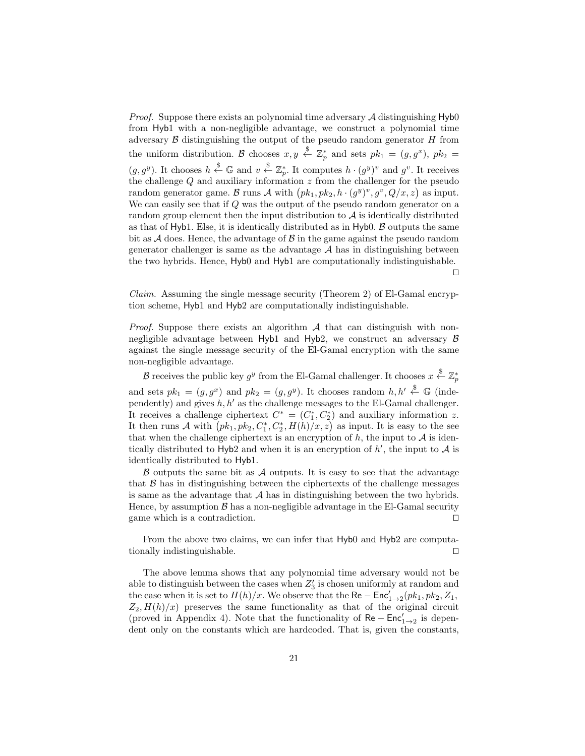*Proof.* Suppose there exists an polynomial time adversary $\mathcal{A}$ distinguishing $\mathsf{Hyb0}$ from $\mathsf{Hyb1}$ with a non-negligible advantage, we construct a polynomial time adversary $\mathcal{B}$ distinguishing the output of the pseudo random generator $H$ from the uniform distribution. $\mathcal{B}$ chooses $x, y \xleftarrow{\$} \mathbb{Z}_p^*$ and sets $pk_1 = (g, g^x)$, $pk_2 = (g, g^y)$. It chooses $h \xleftarrow{\$} \mathbb{G}$ and $v \xleftarrow{\$} \mathbb{Z}_p^*$. It computes $h \cdot (g^y)^v$ and $g^v$. It receives the challenge $Q$ and auxiliary information $z$ from the challenger for the pseudo random generator game. $\mathcal{B}$ runs $\mathcal{A}$ with $\big(pk_1, pk_2, h \cdot (g^y)^v, g^v, Q/x, z\big)$ as input. We can easily see that if $Q$ was the output of the pseudo random generator on a random group element then the input distribution to $\mathcal{A}$ is identically distributed as that of $\mathsf{Hyb1}$. Else, it is identically distributed as in $\mathsf{Hyb0}$. $\mathcal{B}$ outputs the same bit as $\mathcal{A}$ does. Hence, the advantage of $\mathcal{B}$ in the game against the pseudo random generator challenger is same as the advantage $\mathcal{A}$ has in distinguishing between the two hybrids. Hence, $\mathsf{Hyb0}$ and $\mathsf{Hyb1}$ are computationally indistinguishable. □

*Claim.* Assuming the single message security (Theorem 2) of El-Gamal encryption scheme, $\mathsf{Hyb1}$ and $\mathsf{Hyb2}$ are computationally indistinguishable.

*Proof.* Suppose there exists an algorithm $\mathcal{A}$ that can distinguish with non-negligible advantage between $\mathsf{Hyb1}$ and $\mathsf{Hyb2}$, we construct an adversary $\mathcal{B}$ against the single message security of the El-Gamal encryption with the same non-negligible advantage.

$\mathcal{B}$ receives the public key $g^y$ from the El-Gamal challenger. It chooses $x \xleftarrow{\$} \mathbb{Z}_p^*$ and sets $pk_1 = (g, g^x)$ and $pk_2 = (g, g^y)$. It chooses random $h, h' \xleftarrow{\$} \mathbb{G}$ (independently) and gives $h, h'$ as the challenge messages to the El-Gamal challenger. It receives a challenge ciphertext $C^* = (C_1^*, C_2^*)$ and auxiliary information $z$. It then runs $\mathcal{A}$ with $\big(pk_1, pk_2, C_1^*, C_2^*, H(h)/x, z\big)$ as input. It is easy to the see that when the challenge ciphertext is an encryption of $h$, the input to $\mathcal{A}$ is identically distributed to $\mathsf{Hyb2}$ and when it is an encryption of $h'$, the input to $\mathcal{A}$ is identically distributed to $\mathsf{Hyb1}$.

$\mathcal{B}$ outputs the same bit as $\mathcal{A}$ outputs. It is easy to see that the advantage that $\mathcal{B}$ has in distinguishing between the ciphertexts of the challenge messages is same as the advantage that $\mathcal{A}$ has in distinguishing between the two hybrids. Hence, by assumption $\mathcal{B}$ has a non-negligible advantage in the El-Gamal security game which is a contradiction. □

From the above two claims, we can infer that $\mathsf{Hyb0}$ and $\mathsf{Hyb2}$ are computationally indistinguishable. □

The above lemma shows that any polynomial time adversary would not be able to distinguish between the cases when $Z_3'$ is chosen uniformly at random and the case when it is set to $H(h)/x$. We observe that the $\mathsf{Re-Enc}'_{1\to 2}(pk_1, pk_2, Z_1, Z_2, H(h)/x)$ preserves the same functionality as that of the original circuit (proved in Appendix 4). Note that the functionality of $\mathsf{Re-Enc}'_{1\to 2}$ is dependent only on the constants which are hardcoded. That is, given the constants,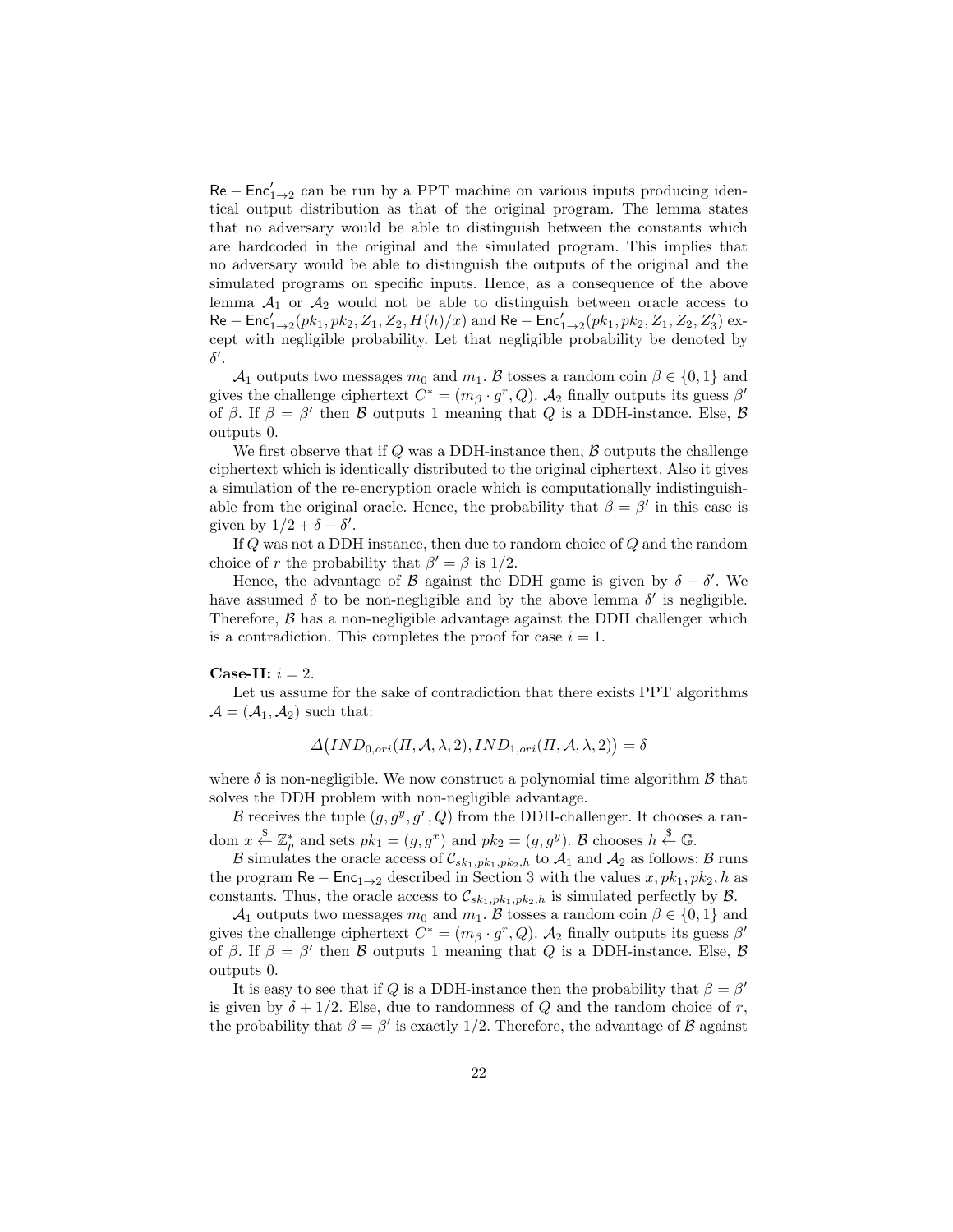$\mathsf{Re}-\mathsf{Enc}'_{1\to 2}$ can be run by a PPT machine on various inputs producing identical output distribution as that of the original program. The lemma states that no adversary would be able to distinguish between the constants which are hardcoded in the original and the simulated program. This implies that no adversary would be able to distinguish the outputs of the original and the simulated programs on specific inputs. Hence, as a consequence of the above lemma $\mathcal{A}_1$ or $\mathcal{A}_2$ would not be able to distinguish between oracle access to $\mathsf{Re}-\mathsf{Enc}'_{1\to 2}(pk_1, pk_2, Z_1, Z_2, H(h)/x)$ and $\mathsf{Re}-\mathsf{Enc}'_{1\to 2}(pk_1, pk_2, Z_1, Z_2, Z'_3)$ except with negligible probability. Let that negligible probability be denoted by $\delta'$.

$\mathcal{A}_1$ outputs two messages $m_0$ and $m_1$. $\mathcal{B}$ tosses a random coin $\beta \in \{0, 1\}$ and gives the challenge ciphertext $C^* = (m_\beta \cdot g^r, Q)$. $\mathcal{A}_2$ finally outputs its guess $\beta'$ of $\beta$. If $\beta = \beta'$ then $\mathcal{B}$ outputs 1 meaning that $Q$ is a DDH-instance. Else, $\mathcal{B}$ outputs 0.

We first observe that if $Q$ was a DDH-instance then, $\mathcal{B}$ outputs the challenge ciphertext which is identically distributed to the original ciphertext. Also it gives a simulation of the re-encryption oracle which is computationally indistinguishable from the original oracle. Hence, the probability that $\beta = \beta'$ in this case is given by $1/2 + \delta - \delta'$.

If $Q$ was not a DDH instance, then due to random choice of $Q$ and the random choice of $r$ the probability that $\beta' = \beta$ is $1/2$.

Hence, the advantage of $\mathcal{B}$ against the DDH game is given by $\delta - \delta'$. We have assumed $\delta$ to be non-negligible and by the above lemma $\delta'$ is negligible. Therefore, $\mathcal{B}$ has a non-negligible advantage against the DDH challenger which is a contradiction. This completes the proof for case $i = 1$.

**Case-II:** $i = 2$.

Let us assume for the sake of contradiction that there exists PPT algorithms $\mathcal{A} = (\mathcal{A}_1, \mathcal{A}_2)$ such that:

$$\Delta\big(IND_{0,ori}(\Pi, \mathcal{A}, \lambda, 2), IND_{1,ori}(\Pi, \mathcal{A}, \lambda, 2)\big) = \delta$$

where $\delta$ is non-negligible. We now construct a polynomial time algorithm $\mathcal{B}$ that solves the DDH problem with non-negligible advantage.

$\mathcal{B}$ receives the tuple $(g, g^y, g^r, Q)$ from the DDH-challenger. It chooses a random $x \xleftarrow{\$} \mathbb{Z}_p^*$ and sets $pk_1 = (g, g^x)$ and $pk_2 = (g, g^y)$. $\mathcal{B}$ chooses $h \xleftarrow{\$} \mathbb{G}$.

$\mathcal{B}$ simulates the oracle access of $\mathcal{C}_{sk_1, pk_1, pk_2, h}$ to $\mathcal{A}_1$ and $\mathcal{A}_2$ as follows: $\mathcal{B}$ runs the program $\mathsf{Re}-\mathsf{Enc}_{1\to 2}$ described in Section 3 with the values $x, pk_1, pk_2, h$ as constants. Thus, the oracle access to $\mathcal{C}_{sk_1, pk_1, pk_2, h}$ is simulated perfectly by $\mathcal{B}$.

$\mathcal{A}_1$ outputs two messages $m_0$ and $m_1$. $\mathcal{B}$ tosses a random coin $\beta \in \{0, 1\}$ and gives the challenge ciphertext $C^* = (m_\beta \cdot g^r, Q)$. $\mathcal{A}_2$ finally outputs its guess $\beta'$ of $\beta$. If $\beta = \beta'$ then $\mathcal{B}$ outputs 1 meaning that $Q$ is a DDH-instance. Else, $\mathcal{B}$ outputs 0.

It is easy to see that if $Q$ is a DDH-instance then the probability that $\beta = \beta'$ is given by $\delta + 1/2$. Else, due to randomness of $Q$ and the random choice of $r$, the probability that $\beta = \beta'$ is exactly $1/2$. Therefore, the advantage of $\mathcal{B}$ against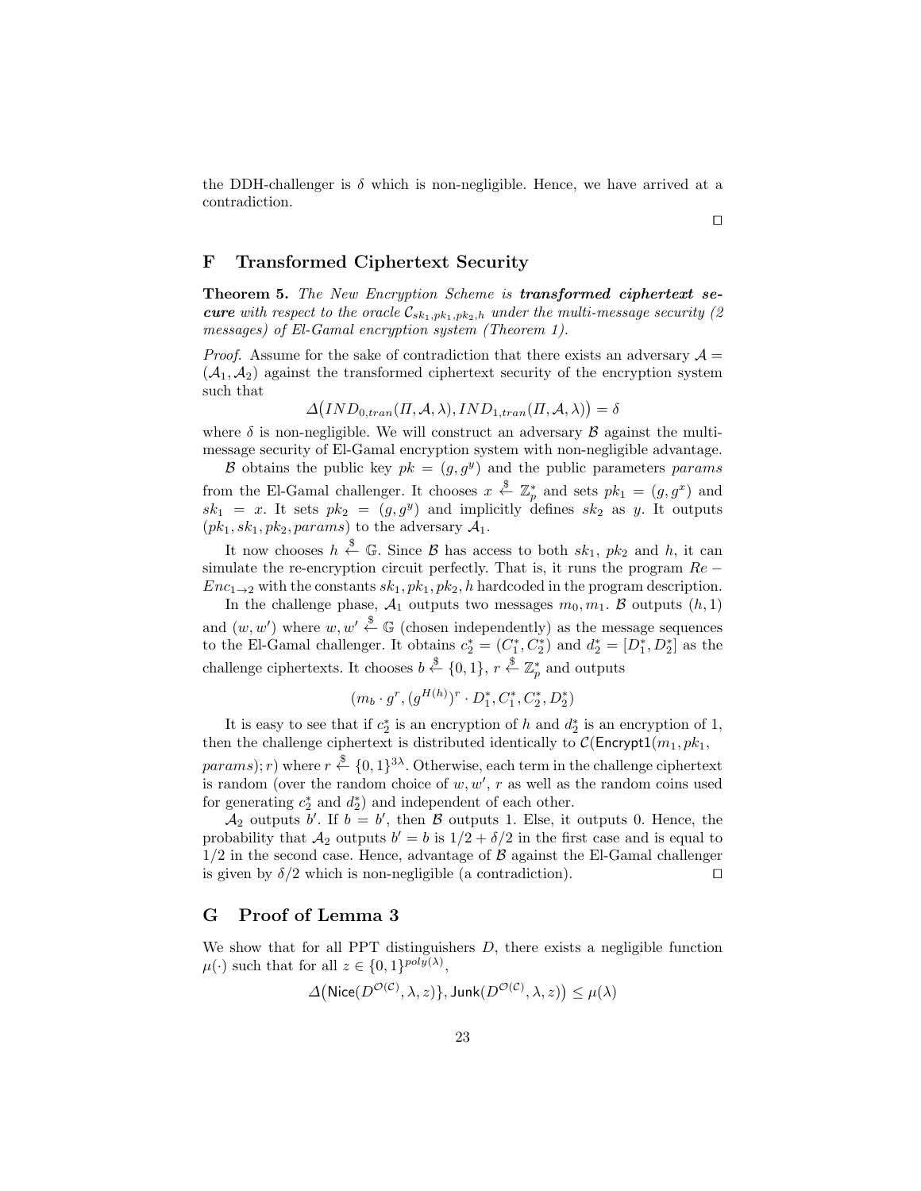the DDH-challenger is $\delta$ which is non-negligible. Hence, we have arrived at a contradiction.

□

## F Transformed Ciphertext Security

**Theorem 5.** *The New Encryption Scheme is* ***transformed ciphertext secure*** *with respect to the oracle $\mathcal{C}_{sk_1,pk_1,pk_2,h}$ under the multi-message security (2 messages) of El-Gamal encryption system (Theorem 1).*

*Proof.* Assume for the sake of contradiction that there exists an adversary $\mathcal{A} = (\mathcal{A}_1, \mathcal{A}_2)$ against the transformed ciphertext security of the encryption system such that

$$\Delta\big(IND_{0,tran}(\Pi, \mathcal{A}, \lambda), IND_{1,tran}(\Pi, \mathcal{A}, \lambda)\big) = \delta$$

where $\delta$ is non-negligible. We will construct an adversary $\mathcal{B}$ against the multi-message security of El-Gamal encryption system with non-negligible advantage.

$\mathcal{B}$ obtains the public key $pk = (g, g^y)$ and the public parameters $params$ from the El-Gamal challenger. It chooses $x \xleftarrow{\$} \mathbb{Z}_p^*$ and sets $pk_1 = (g, g^x)$ and $sk_1 = x$. It sets $pk_2 = (g, g^y)$ and implicitly defines $sk_2$ as $y$. It outputs $(pk_1, sk_1, pk_2, params)$ to the adversary $\mathcal{A}_1$.

It now chooses $h \xleftarrow{\$} \mathbb{G}$. Since $\mathcal{B}$ has access to both $sk_1$, $pk_2$ and $h$, it can simulate the re-encryption circuit perfectly. That is, it runs the program $Re-Enc_{1\to 2}$ with the constants $sk_1, pk_1, pk_2, h$ hardcoded in the program description.

In the challenge phase, $\mathcal{A}_1$ outputs two messages $m_0, m_1$. $\mathcal{B}$ outputs $(h, 1)$ and $(w, w')$ where $w, w' \xleftarrow{\$} \mathbb{G}$ (chosen independently) as the message sequences to the El-Gamal challenger. It obtains $c_2^* = (C_1^*, C_2^*)$ and $d_2^* = [D_1^*, D_2^*]$ as the challenge ciphertexts. It chooses $b \xleftarrow{\$} \{0,1\}$, $r \xleftarrow{\$} \mathbb{Z}_p^*$ and outputs

$$(m_b \cdot g^r, (g^{H(h)})^r \cdot D_1^*, C_1^*, C_2^*, D_2^*)$$

It is easy to see that if $c_2^*$ is an encryption of $h$ and $d_2^*$ is an encryption of 1, then the challenge ciphertext is distributed identically to $\mathcal{C}(\mathsf{Encrypt1}(m_1, pk_1, params); r)$ where $r \xleftarrow{\$} \{0,1\}^{3\lambda}$. Otherwise, each term in the challenge ciphertext is random (over the random choice of $w, w'$, $r$ as well as the random coins used for generating $c_2^*$ and $d_2^*$) and independent of each other.

$\mathcal{A}_2$ outputs $b'$. If $b = b'$, then $\mathcal{B}$ outputs 1. Else, it outputs 0. Hence, the probability that $\mathcal{A}_2$ outputs $b' = b$ is $1/2 + \delta/2$ in the first case and is equal to $1/2$ in the second case. Hence, advantage of $\mathcal{B}$ against the El-Gamal challenger is given by $\delta/2$ which is non-negligible (a contradiction). □

## G Proof of Lemma 3

We show that for all PPT distinguishers $D$, there exists a negligible function $\mu(\cdot)$ such that for all $z \in \{0,1\}^{poly(\lambda)}$,

$$\Delta\big(\mathsf{Nice}(D^{\mathcal{O}(\mathcal{C})}, \lambda, z)\}, \mathsf{Junk}(D^{\mathcal{O}(\mathcal{C})}, \lambda, z)\big) \leq \mu(\lambda)$$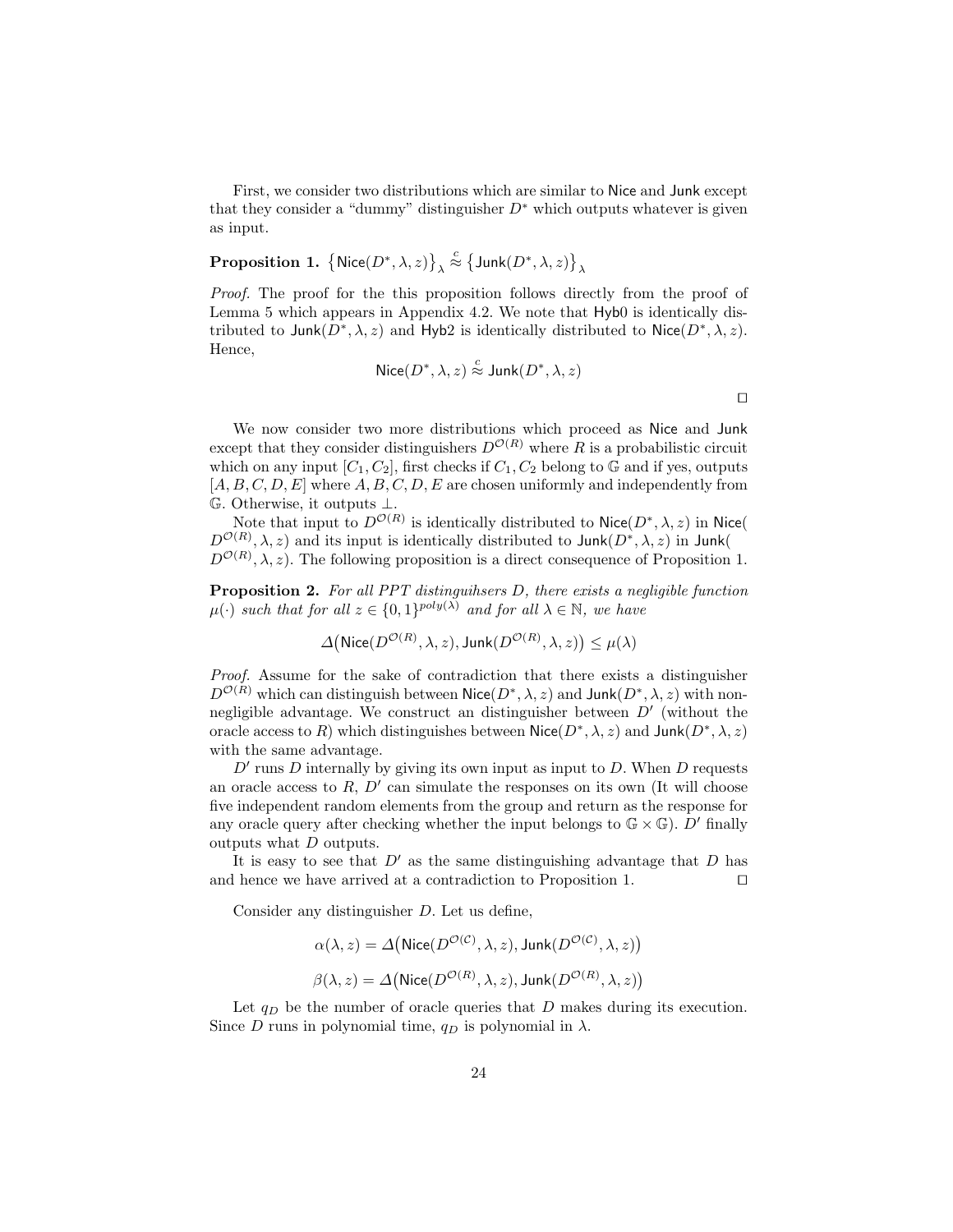First, we consider two distributions which are similar to $\mathsf{Nice}$ and $\mathsf{Junk}$ except that they consider a "dummy" distinguisher $D^*$ which outputs whatever is given as input.

**Proposition 1.** $\left\{\mathsf{Nice}(D^*, \lambda, z)\right\}_\lambda \overset{c}{\approx} \left\{\mathsf{Junk}(D^*, \lambda, z)\right\}_\lambda$

*Proof.* The proof for the this proposition follows directly from the proof of Lemma 5 which appears in Appendix 4.2. We note that $\mathsf{Hyb0}$ is identically distributed to $\mathsf{Junk}(D^*, \lambda, z)$ and $\mathsf{Hyb2}$ is identically distributed to $\mathsf{Nice}(D^*, \lambda, z)$. Hence,

$$\mathsf{Nice}(D^*, \lambda, z) \overset{c}{\approx} \mathsf{Junk}(D^*, \lambda, z)$$

□

We now consider two more distributions which proceed as $\mathsf{Nice}$ and $\mathsf{Junk}$ except that they consider distinguishers $D^{\mathcal{O}(R)}$ where $R$ is a probabilistic circuit which on any input $[C_1, C_2]$, first checks if $C_1, C_2$ belong to $\mathbb{G}$ and if yes, outputs $[A, B, C, D, E]$ where $A, B, C, D, E$ are chosen uniformly and independently from $\mathbb{G}$. Otherwise, it outputs $\perp$.

Note that input to $D^{\mathcal{O}(R)}$ is identically distributed to $\mathsf{Nice}(D^*, \lambda, z)$ in $\mathsf{Nice}(D^{\mathcal{O}(R)}, \lambda, z)$ and its input is identically distributed to $\mathsf{Junk}(D^*, \lambda, z)$ in $\mathsf{Junk}(D^{\mathcal{O}(R)}, \lambda, z)$. The following proposition is a direct consequence of Proposition 1.

**Proposition 2.** *For all PPT distinguihsers $D$, there exists a negligible function $\mu(\cdot)$ such that for all $z \in \{0,1\}^{poly(\lambda)}$ and for all $\lambda \in \mathbb{N}$, we have*

$$\Delta\big(\mathsf{Nice}(D^{\mathcal{O}(R)}, \lambda, z), \mathsf{Junk}(D^{\mathcal{O}(R)}, \lambda, z)\big) \leq \mu(\lambda)$$

*Proof.* Assume for the sake of contradiction that there exists a distinguisher $D^{\mathcal{O}(R)}$ which can distinguish between $\mathsf{Nice}(D^*, \lambda, z)$ and $\mathsf{Junk}(D^*, \lambda, z)$ with non-negligible advantage. We construct an distinguisher between $D'$ (without the oracle access to $R$) which distinguishes between $\mathsf{Nice}(D^*, \lambda, z)$ and $\mathsf{Junk}(D^*, \lambda, z)$ with the same advantage.

$D'$ runs $D$ internally by giving its own input as input to $D$. When $D$ requests an oracle access to $R$, $D'$ can simulate the responses on its own (It will choose five independent random elements from the group and return as the response for any oracle query after checking whether the input belongs to $\mathbb{G} \times \mathbb{G}$). $D'$ finally outputs what $D$ outputs.

It is easy to see that $D'$ as the same distinguishing advantage that $D$ has and hence we have arrived at a contradiction to Proposition 1. □

Consider any distinguisher $D$. Let us define,

$$\alpha(\lambda, z) = \Delta\big(\mathsf{Nice}(D^{\mathcal{O}(\mathcal{C})}, \lambda, z), \mathsf{Junk}(D^{\mathcal{O}(\mathcal{C})}, \lambda, z)\big)$$

$$\beta(\lambda, z) = \Delta\big(\mathsf{Nice}(D^{\mathcal{O}(R)}, \lambda, z), \mathsf{Junk}(D^{\mathcal{O}(R)}, \lambda, z)\big)$$

Let $q_D$ be the number of oracle queries that $D$ makes during its execution. Since $D$ runs in polynomial time, $q_D$ is polynomial in $\lambda$.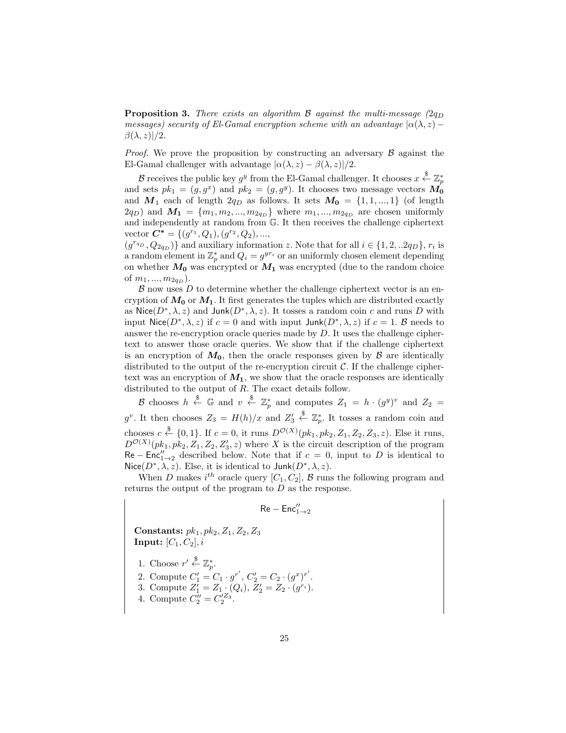**Proposition 3.** *There exists an algorithm $\mathcal{B}$ against the multi-message ($2q_D$ messages) security of El-Gamal encryption scheme with an advantage $|\alpha(\lambda, z) - \beta(\lambda, z)|/2$.*

*Proof.* We prove the proposition by constructing an adversary $\mathcal{B}$ against the El-Gamal challenger with advantage $|\alpha(\lambda, z) - \beta(\lambda, z)|/2$.

$\mathcal{B}$ receives the public key $g^y$ from the El-Gamal challenger. It chooses $x \xleftarrow{\$} \mathbb{Z}_p^*$ and sets $pk_1 = (g, g^x)$ and $pk_2 = (g, g^y)$. It chooses two message vectors $\boldsymbol{M_0}$ and $\boldsymbol{M}_1$ each of length $2q_D$ as follows. It sets $\boldsymbol{M_0} = \{1, 1, ..., 1\}$ (of length $2q_D$) and $\boldsymbol{M_1} = \{m_1, m_2, ..., m_{2q_D}\}$ where $m_1, ..., m_{2q_D}$ are chosen uniformly and independently at random from $\mathbb{G}$. It then receives the challenge ciphertext vector $\boldsymbol{C^*} = \{(g^{r_1}, Q_1), (g^{r_2}, Q_2), ...,$ $(g^{r_{q_D}}, Q_{2q_D})\}$ and auxiliary information $z$. Note that for all $i \in \{1, 2, ..2q_D\}$, $r_i$ is a random element in $\mathbb{Z}_p^*$ and $Q_i = g^{yr_i}$ or an uniformly chosen element depending on whether $\boldsymbol{M_0}$ was encrypted or $\boldsymbol{M_1}$ was encrypted (due to the random choice of $m_1, ..., m_{2q_D}$).

$\mathcal{B}$ now uses $D$ to determine whether the challenge ciphertext vector is an encryption of $\boldsymbol{M_0}$ or $\boldsymbol{M_1}$. It first generates the tuples which are distributed exactly as $\mathsf{Nice}(D^*, \lambda, z)$ and $\mathsf{Junk}(D^*, \lambda, z)$. It tosses a random coin $c$ and runs $D$ with input $\mathsf{Nice}(D^*, \lambda, z)$ if $c = 0$ and with input $\mathsf{Junk}(D^*, \lambda, z)$ if $c = 1$. $\mathcal{B}$ needs to answer the re-encryption oracle queries made by $D$. It uses the challenge ciphertext to answer those oracle queries. We show that if the challenge ciphertext is an encryption of $\boldsymbol{M_0}$, then the oracle responses given by $\mathcal{B}$ are identically distributed to the output of the re-encryption circuit $\mathcal{C}$. If the challenge ciphertext was an encryption of $\boldsymbol{M_1}$, we show that the oracle responses are identically distributed to the output of $R$. The exact details follow.

$\mathcal{B}$ chooses $h \xleftarrow{\$} \mathbb{G}$ and $v \xleftarrow{\$} \mathbb{Z}_p^*$ and computes $Z_1 = h \cdot (g^y)^v$ and $Z_2 = g^v$. It then chooses $Z_3 = H(h)/x$ and $Z_3' \xleftarrow{\$} \mathbb{Z}_p^*$. It tosses a random coin and chooses $c \xleftarrow{\$} \{0, 1\}$. If $c = 0$, it runs $D^{\mathcal{O}(X)}(pk_1, pk_2, Z_1, Z_2, Z_3, z)$. Else it runs, $D^{\mathcal{O}(X)}(pk_1, pk_2, Z_1, Z_2, Z_3', z)$ where $X$ is the circuit description of the program $\mathsf{Re-Enc}''_{1\to 2}$ described below. Note that if $c = 0$, input to $D$ is identical to $\mathsf{Nice}(D^*, \lambda, z)$. Else, it is identical to $\mathsf{Junk}(D^*, \lambda, z)$.

When $D$ makes $i^{th}$ oracle query $[C_1, C_2]$, $\mathcal{B}$ runs the following program and returns the output of the program to $D$ as the response.

$$\mathsf{Re-Enc}''_{1\to 2}$$

**Constants:** $pk_1, pk_2, Z_1, Z_2, Z_3$
**Input:** $[C_1, C_2], i$

1. Choose $r' \xleftarrow{\$} \mathbb{Z}_p^*$.
2. Compute $C_1' = C_1 \cdot g^{r'}$, $C_2' = C_2 \cdot (g^x)^{r'}$.
3. Compute $Z_1' = Z_1 \cdot (Q_i)$, $Z_2' = Z_2 \cdot (g^{r_i})$.
4. Compute $C_2'' = C_2'^{Z_3}$.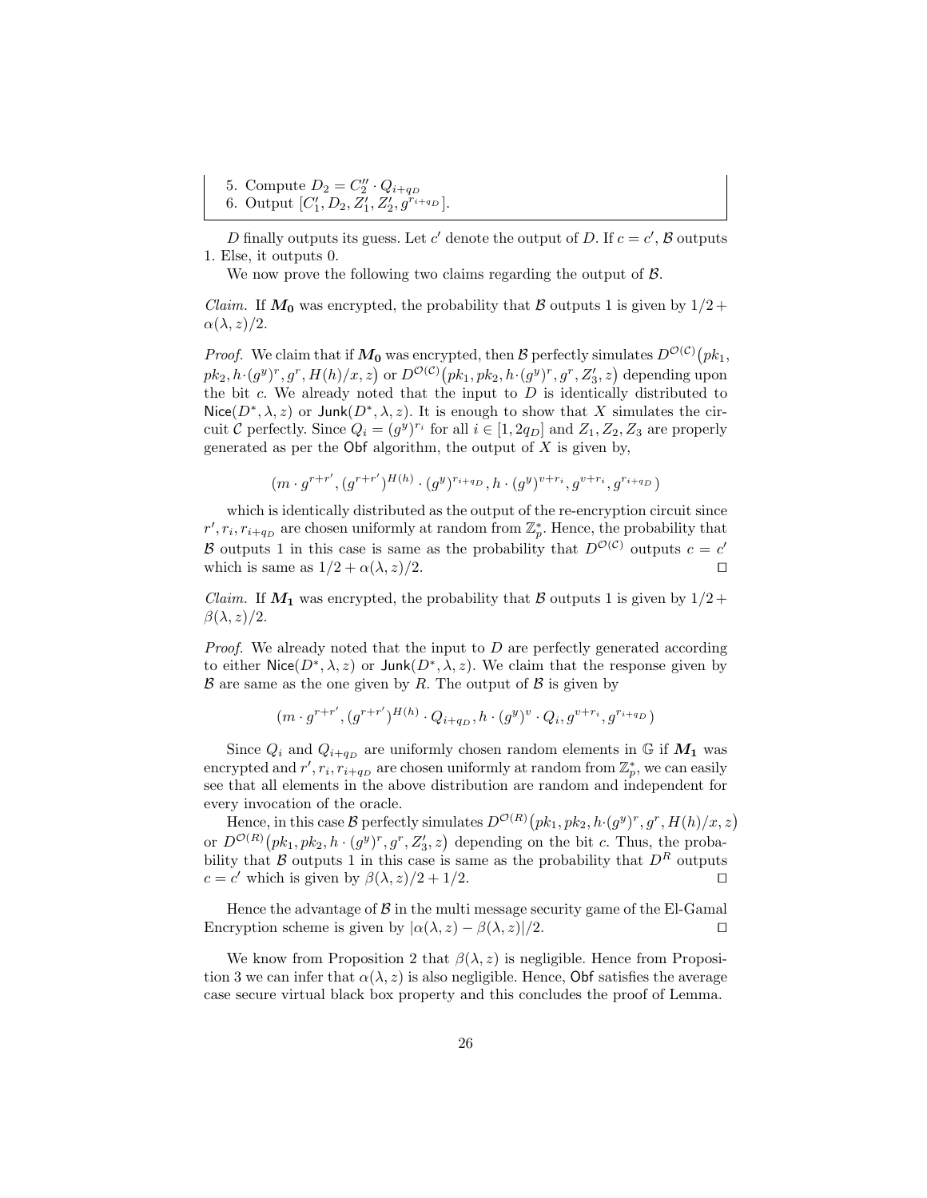5. Compute $D_2 = C_2'' \cdot Q_{i+q_D}$
6. Output $[C_1', D_2, Z_1', Z_2', g^{r_{i+q_D}}]$.

$D$ finally outputs its guess. Let $c'$ denote the output of $D$. If $c = c'$, $\mathcal{B}$ outputs 1. Else, it outputs 0.

We now prove the following two claims regarding the output of $\mathcal{B}$.

*Claim.* If $\boldsymbol{M_0}$ was encrypted, the probability that $\mathcal{B}$ outputs 1 is given by $1/2 + \alpha(\lambda, z)/2$.

*Proof.* We claim that if $\boldsymbol{M_0}$ was encrypted, then $\mathcal{B}$ perfectly simulates $D^{\mathcal{O}(\mathcal{C})}\big(pk_1, pk_2, h \cdot (g^y)^r, g^r, H(h)/x, z\big)$ or $D^{\mathcal{O}(\mathcal{C})}\big(pk_1, pk_2, h \cdot (g^y)^r, g^r, Z_3', z\big)$ depending upon the bit $c$. We already noted that the input to $D$ is identically distributed to $\mathsf{Nice}(D^*, \lambda, z)$ or $\mathsf{Junk}(D^*, \lambda, z)$. It is enough to show that $X$ simulates the circuit $\mathcal{C}$ perfectly. Since $Q_i = (g^y)^{r_i}$ for all $i \in [1, 2q_D]$ and $Z_1, Z_2, Z_3$ are properly generated as per the $\mathsf{Obf}$ algorithm, the output of $X$ is given by,

$$(m \cdot g^{r+r'}, (g^{r+r'})^{H(h)} \cdot (g^y)^{r_{i+q_D}}, h \cdot (g^y)^{v+r_i}, g^{v+r_i}, g^{r_{i+q_D}})$$

which is identically distributed as the output of the re-encryption circuit since $r', r_i, r_{i+q_D}$ are chosen uniformly at random from $\mathbb{Z}_p^*$. Hence, the probability that $\mathcal{B}$ outputs 1 in this case is same as the probability that $D^{\mathcal{O}(\mathcal{C})}$ outputs $c = c'$ which is same as $1/2 + \alpha(\lambda, z)/2$. □

*Claim.* If $\boldsymbol{M_1}$ was encrypted, the probability that $\mathcal{B}$ outputs 1 is given by $1/2 + \beta(\lambda, z)/2$.

*Proof.* We already noted that the input to $D$ are perfectly generated according to either $\mathsf{Nice}(D^*, \lambda, z)$ or $\mathsf{Junk}(D^*, \lambda, z)$. We claim that the response given by $\mathcal{B}$ are same as the one given by $R$. The output of $\mathcal{B}$ is given by

$$(m \cdot g^{r+r'}, (g^{r+r'})^{H(h)} \cdot Q_{i+q_D}, h \cdot (g^y)^v \cdot Q_i, g^{v+r_i}, g^{r_{i+q_D}})$$

Since $Q_i$ and $Q_{i+q_D}$ are uniformly chosen random elements in $\mathbb{G}$ if $\boldsymbol{M_1}$ was encrypted and $r', r_i, r_{i+q_D}$ are chosen uniformly at random from $\mathbb{Z}_p^*$, we can easily see that all elements in the above distribution are random and independent for every invocation of the oracle.

Hence, in this case $\mathcal{B}$ perfectly simulates $D^{\mathcal{O}(R)}\big(pk_1, pk_2, h \cdot (g^y)^r, g^r, H(h)/x, z\big)$ or $D^{\mathcal{O}(R)}\big(pk_1, pk_2, h \cdot (g^y)^r, g^r, Z_3', z\big)$ depending on the bit $c$. Thus, the probability that $\mathcal{B}$ outputs 1 in this case is same as the probability that $D^R$ outputs $c = c'$ which is given by $\beta(\lambda, z)/2 + 1/2$. □

Hence the advantage of $\mathcal{B}$ in the multi message security game of the El-Gamal Encryption scheme is given by $|\alpha(\lambda, z) - \beta(\lambda, z)|/2$. □

We know from Proposition 2 that $\beta(\lambda, z)$ is negligible. Hence from Proposition 3 we can infer that $\alpha(\lambda, z)$ is also negligible. Hence, $\mathsf{Obf}$ satisfies the average case secure virtual black box property and this concludes the proof of Lemma.